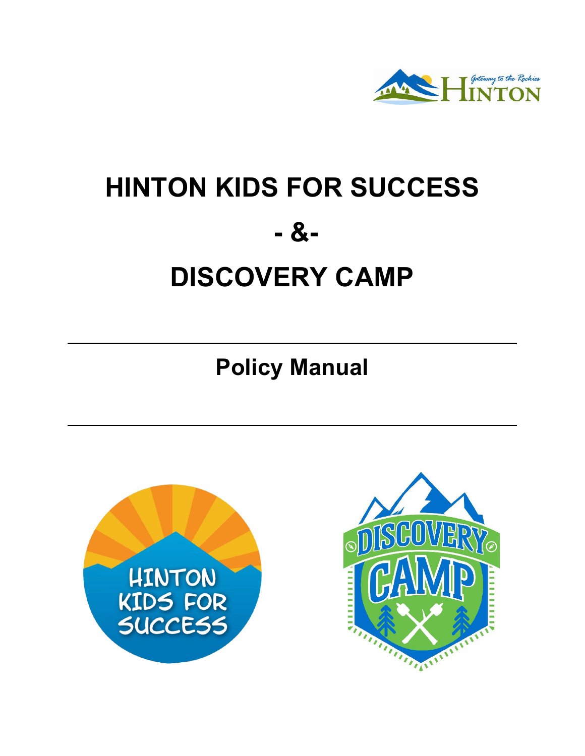# HINTON KIDS FOR SUCCESS

# - &-

# DISCOVERY CAMP

## Policy Manual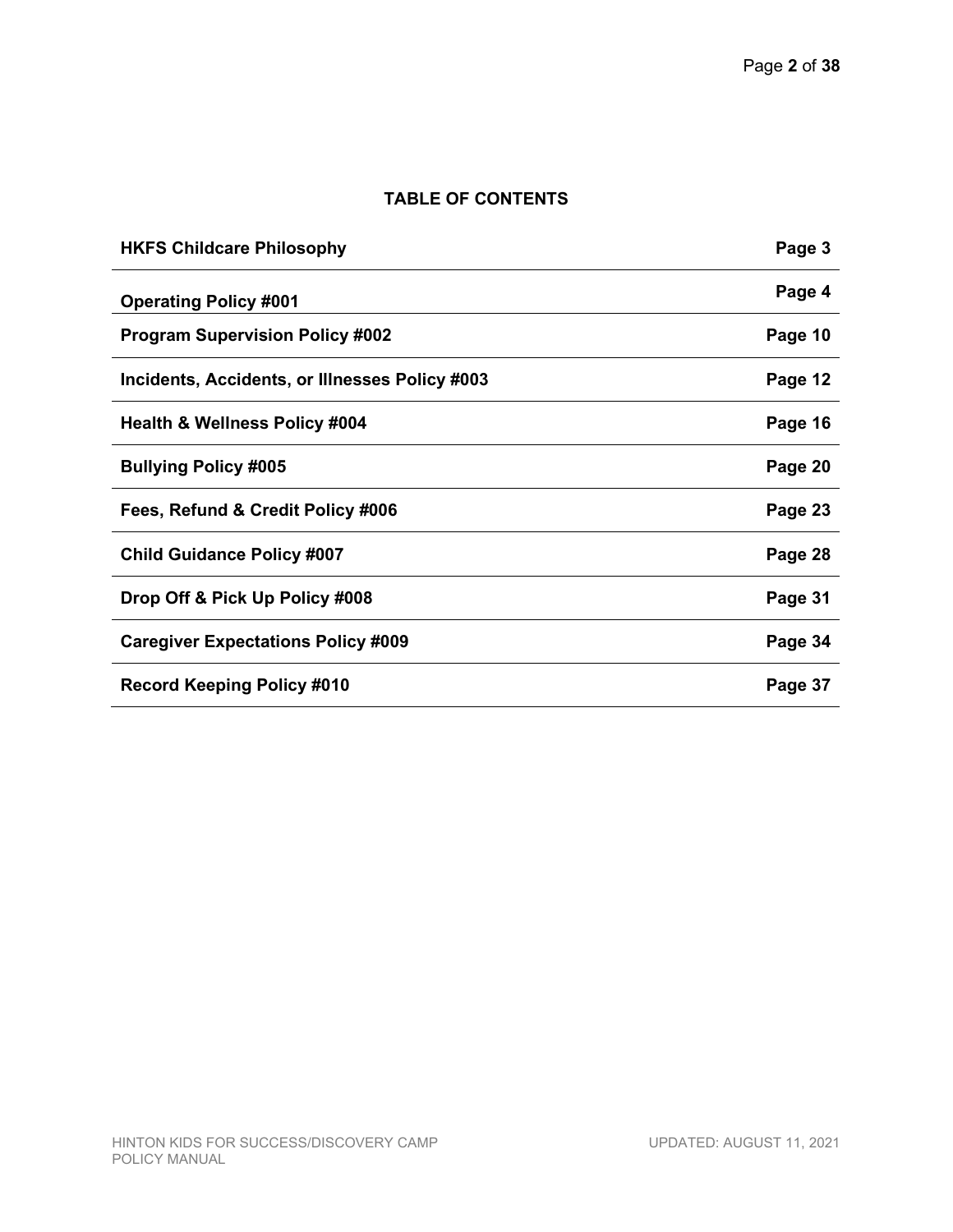# TABLE OF CONTENTS

| | |
|---|---|
| **HKFS Childcare Philosophy** | **Page 3** |
| **Operating Policy #001** | **Page 4** |
| **Program Supervision Policy #002** | **Page 10** |
| **Incidents, Accidents, or Illnesses Policy #003** | **Page 12** |
| **Health & Wellness Policy #004** | **Page 16** |
| **Bullying Policy #005** | **Page 20** |
| **Fees, Refund & Credit Policy #006** | **Page 23** |
| **Child Guidance Policy #007** | **Page 28** |
| **Drop Off & Pick Up Policy #008** | **Page 31** |
| **Caregiver Expectations Policy #009** | **Page 34** |
| **Record Keeping Policy #010** | **Page 37** |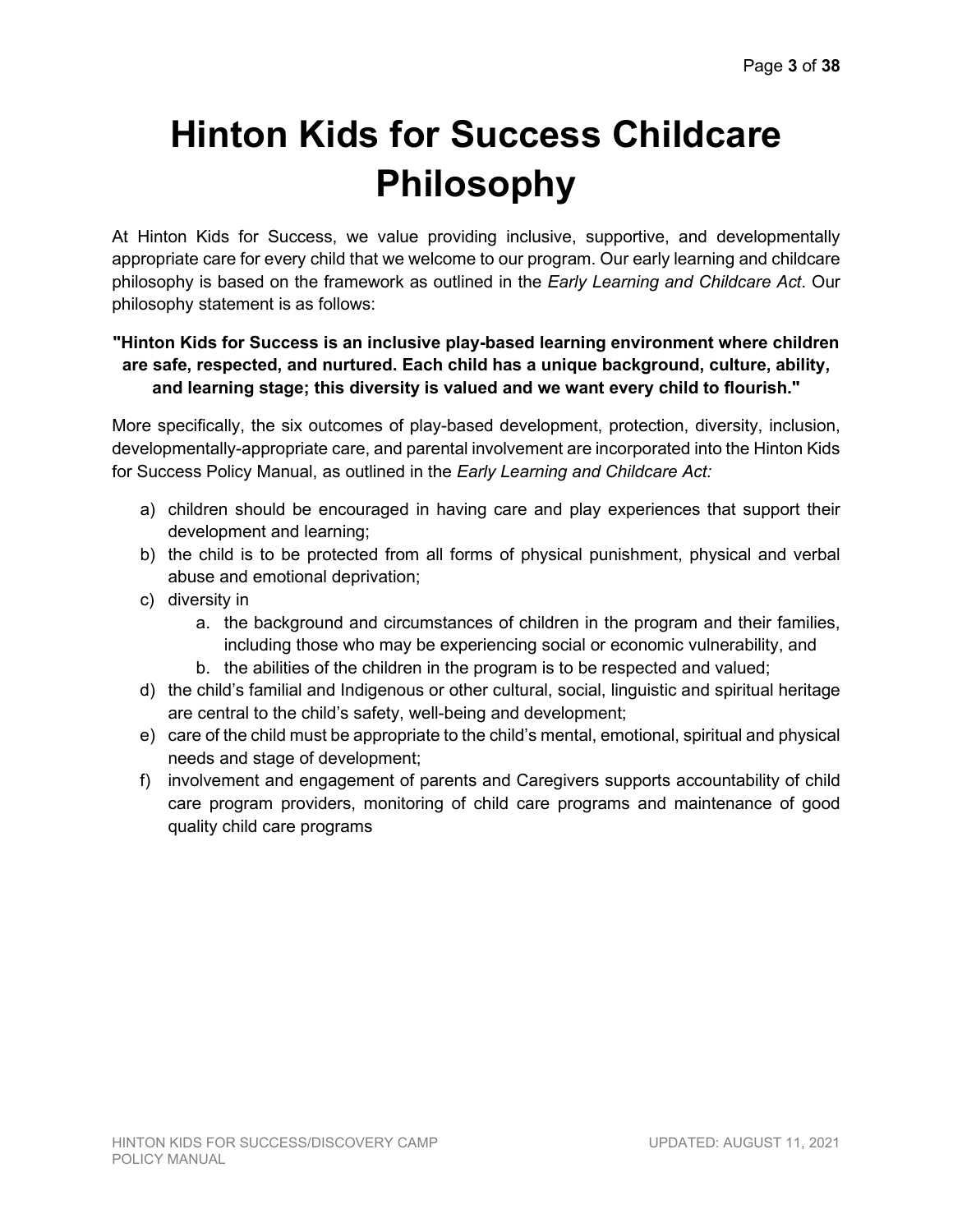# Hinton Kids for Success Childcare Philosophy

At Hinton Kids for Success, we value providing inclusive, supportive, and developmentally appropriate care for every child that we welcome to our program. Our early learning and childcare philosophy is based on the framework as outlined in the *Early Learning and Childcare Act*. Our philosophy statement is as follows:

**"Hinton Kids for Success is an inclusive play-based learning environment where children are safe, respected, and nurtured. Each child has a unique background, culture, ability, and learning stage; this diversity is valued and we want every child to flourish."**

More specifically, the six outcomes of play-based development, protection, diversity, inclusion, developmentally-appropriate care, and parental involvement are incorporated into the Hinton Kids for Success Policy Manual, as outlined in the *Early Learning and Childcare Act:*

a) children should be encouraged in having care and play experiences that support their development and learning;
b) the child is to be protected from all forms of physical punishment, physical and verbal abuse and emotional deprivation;
c) diversity in
    a. the background and circumstances of children in the program and their families, including those who may be experiencing social or economic vulnerability, and
    b. the abilities of the children in the program is to be respected and valued;
d) the child's familial and Indigenous or other cultural, social, linguistic and spiritual heritage are central to the child's safety, well-being and development;
e) care of the child must be appropriate to the child's mental, emotional, spiritual and physical needs and stage of development;
f) involvement and engagement of parents and Caregivers supports accountability of child care program providers, monitoring of child care programs and maintenance of good quality child care programs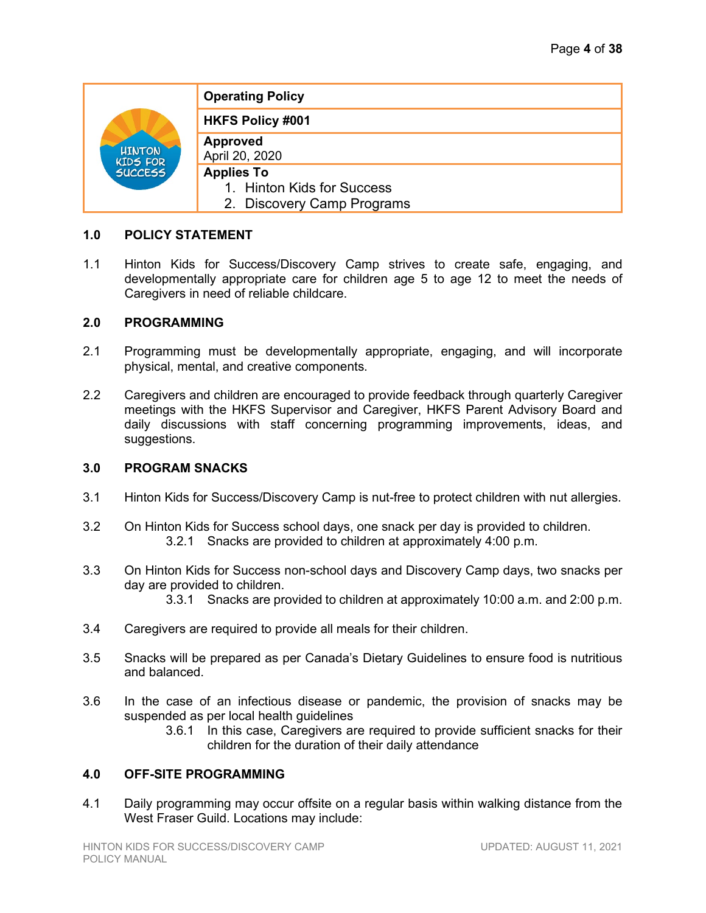| | Operating Policy |
|---|---|
| HINTON KIDS FOR SUCCESS | **HKFS Policy #001** |
| | **Approved**<br>April 20, 2020 |
| | **Applies To**<br>1. Hinton Kids for Success<br>2. Discovery Camp Programs |

## 1.0 POLICY STATEMENT

1.1 Hinton Kids for Success/Discovery Camp strives to create safe, engaging, and developmentally appropriate care for children age 5 to age 12 to meet the needs of Caregivers in need of reliable childcare.

## 2.0 PROGRAMMING

2.1 Programming must be developmentally appropriate, engaging, and will incorporate physical, mental, and creative components.

2.2 Caregivers and children are encouraged to provide feedback through quarterly Caregiver meetings with the HKFS Supervisor and Caregiver, HKFS Parent Advisory Board and daily discussions with staff concerning programming improvements, ideas, and suggestions.

## 3.0 PROGRAM SNACKS

3.1 Hinton Kids for Success/Discovery Camp is nut-free to protect children with nut allergies.

3.2 On Hinton Kids for Success school days, one snack per day is provided to children.

3.2.1 Snacks are provided to children at approximately 4:00 p.m.

3.3 On Hinton Kids for Success non-school days and Discovery Camp days, two snacks per day are provided to children.

3.3.1 Snacks are provided to children at approximately 10:00 a.m. and 2:00 p.m.

3.4 Caregivers are required to provide all meals for their children.

3.5 Snacks will be prepared as per Canada's Dietary Guidelines to ensure food is nutritious and balanced.

3.6 In the case of an infectious disease or pandemic, the provision of snacks may be suspended as per local health guidelines

3.6.1 In this case, Caregivers are required to provide sufficient snacks for their children for the duration of their daily attendance

## 4.0 OFF-SITE PROGRAMMING

4.1 Daily programming may occur offsite on a regular basis within walking distance from the West Fraser Guild. Locations may include: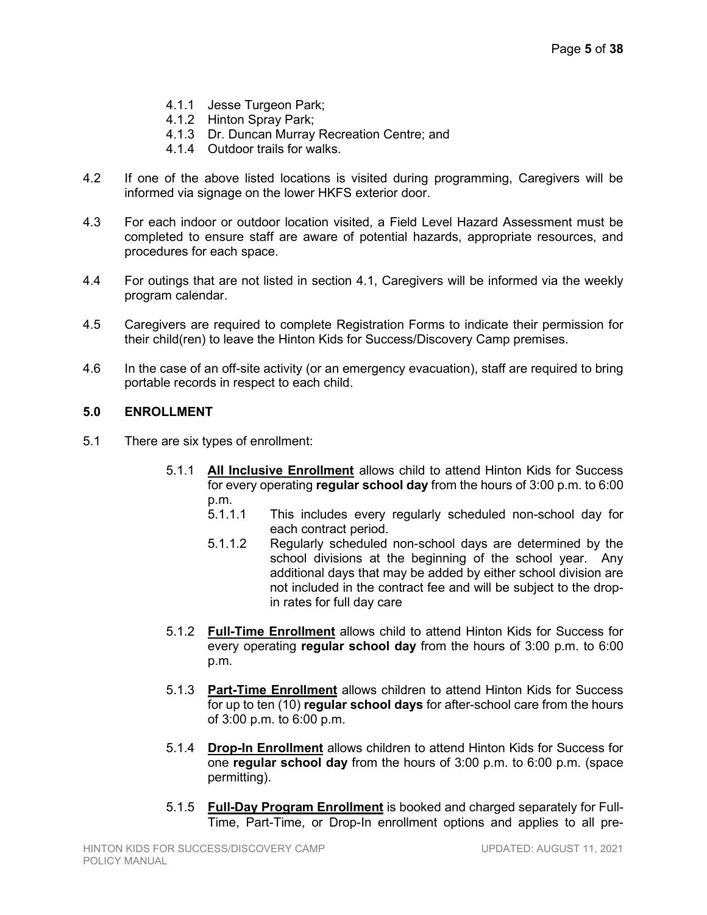- 4.1.1 Jesse Turgeon Park;
- 4.1.2 Hinton Spray Park;
- 4.1.3 Dr. Duncan Murray Recreation Centre; and
- 4.1.4 Outdoor trails for walks.

4.2 If one of the above listed locations is visited during programming, Caregivers will be informed via signage on the lower HKFS exterior door.

4.3 For each indoor or outdoor location visited, a Field Level Hazard Assessment must be completed to ensure staff are aware of potential hazards, appropriate resources, and procedures for each space.

4.4 For outings that are not listed in section 4.1, Caregivers will be informed via the weekly program calendar.

4.5 Caregivers are required to complete Registration Forms to indicate their permission for their child(ren) to leave the Hinton Kids for Success/Discovery Camp premises.

4.6 In the case of an off-site activity (or an emergency evacuation), staff are required to bring portable records in respect to each child.

## 5.0 ENROLLMENT

5.1 There are six types of enrollment:

- 5.1.1 **All Inclusive Enrollment** allows child to attend Hinton Kids for Success for every operating **regular school day** from the hours of 3:00 p.m. to 6:00 p.m.
  - 5.1.1.1 This includes every regularly scheduled non-school day for each contract period.
  - 5.1.1.2 Regularly scheduled non-school days are determined by the school divisions at the beginning of the school year. Any additional days that may be added by either school division are not included in the contract fee and will be subject to the drop-in rates for full day care

- 5.1.2 **Full-Time Enrollment** allows child to attend Hinton Kids for Success for every operating **regular school day** from the hours of 3:00 p.m. to 6:00 p.m.

- 5.1.3 **Part-Time Enrollment** allows children to attend Hinton Kids for Success for up to ten (10) **regular school days** for after-school care from the hours of 3:00 p.m. to 6:00 p.m.

- 5.1.4 **Drop-In Enrollment** allows children to attend Hinton Kids for Success for one **regular school day** from the hours of 3:00 p.m. to 6:00 p.m. (space permitting).

- 5.1.5 **Full-Day Program Enrollment** is booked and charged separately for Full-Time, Part-Time, or Drop-In enrollment options and applies to all pre-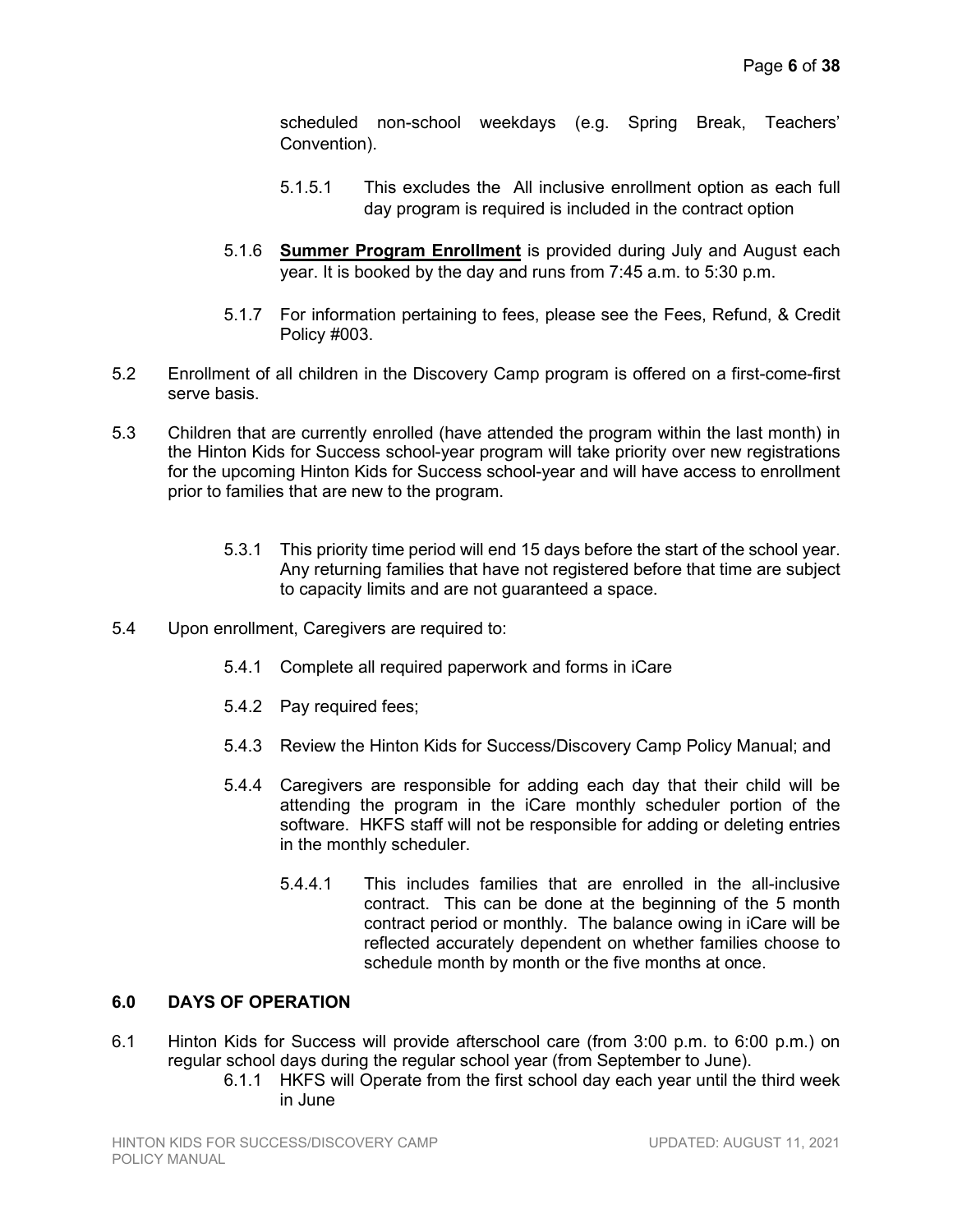scheduled non-school weekdays (e.g. Spring Break, Teachers' Convention).

5.1.5.1 This excludes the All inclusive enrollment option as each full day program is required is included in the contract option

5.1.6 **Summer Program Enrollment** is provided during July and August each year. It is booked by the day and runs from 7:45 a.m. to 5:30 p.m.

5.1.7 For information pertaining to fees, please see the Fees, Refund, & Credit Policy #003.

5.2 Enrollment of all children in the Discovery Camp program is offered on a first-come-first serve basis.

5.3 Children that are currently enrolled (have attended the program within the last month) in the Hinton Kids for Success school-year program will take priority over new registrations for the upcoming Hinton Kids for Success school-year and will have access to enrollment prior to families that are new to the program.

5.3.1 This priority time period will end 15 days before the start of the school year. Any returning families that have not registered before that time are subject to capacity limits and are not guaranteed a space.

5.4 Upon enrollment, Caregivers are required to:

5.4.1 Complete all required paperwork and forms in iCare

5.4.2 Pay required fees;

5.4.3 Review the Hinton Kids for Success/Discovery Camp Policy Manual; and

5.4.4 Caregivers are responsible for adding each day that their child will be attending the program in the iCare monthly scheduler portion of the software. HKFS staff will not be responsible for adding or deleting entries in the monthly scheduler.

5.4.4.1 This includes families that are enrolled in the all-inclusive contract. This can be done at the beginning of the 5 month contract period or monthly. The balance owing in iCare will be reflected accurately dependent on whether families choose to schedule month by month or the five months at once.

## 6.0 DAYS OF OPERATION

6.1 Hinton Kids for Success will provide afterschool care (from 3:00 p.m. to 6:00 p.m.) on regular school days during the regular school year (from September to June).

6.1.1 HKFS will Operate from the first school day each year until the third week in June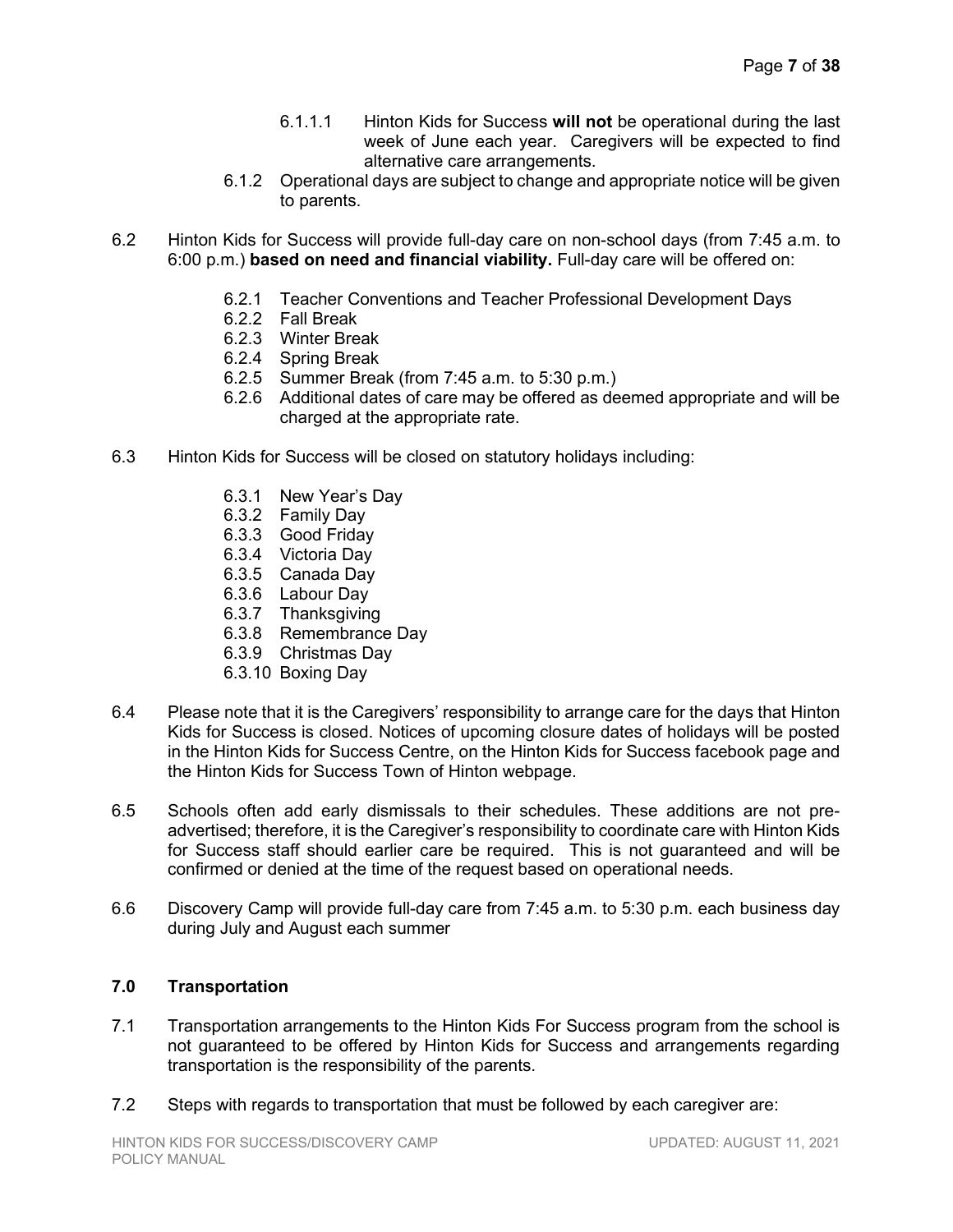6.1.1.1 Hinton Kids for Success **will not** be operational during the last week of June each year. Caregivers will be expected to find alternative care arrangements.

6.1.2 Operational days are subject to change and appropriate notice will be given to parents.

6.2 Hinton Kids for Success will provide full-day care on non-school days (from 7:45 a.m. to 6:00 p.m.) **based on need and financial viability.** Full-day care will be offered on:

6.2.1 Teacher Conventions and Teacher Professional Development Days
6.2.2 Fall Break
6.2.3 Winter Break
6.2.4 Spring Break
6.2.5 Summer Break (from 7:45 a.m. to 5:30 p.m.)
6.2.6 Additional dates of care may be offered as deemed appropriate and will be charged at the appropriate rate.

6.3 Hinton Kids for Success will be closed on statutory holidays including:

6.3.1 New Year's Day
6.3.2 Family Day
6.3.3 Good Friday
6.3.4 Victoria Day
6.3.5 Canada Day
6.3.6 Labour Day
6.3.7 Thanksgiving
6.3.8 Remembrance Day
6.3.9 Christmas Day
6.3.10 Boxing Day

6.4 Please note that it is the Caregivers' responsibility to arrange care for the days that Hinton Kids for Success is closed. Notices of upcoming closure dates of holidays will be posted in the Hinton Kids for Success Centre, on the Hinton Kids for Success facebook page and the Hinton Kids for Success Town of Hinton webpage.

6.5 Schools often add early dismissals to their schedules. These additions are not pre-advertised; therefore, it is the Caregiver's responsibility to coordinate care with Hinton Kids for Success staff should earlier care be required. This is not guaranteed and will be confirmed or denied at the time of the request based on operational needs.

6.6 Discovery Camp will provide full-day care from 7:45 a.m. to 5:30 p.m. each business day during July and August each summer

## 7.0 Transportation

7.1 Transportation arrangements to the Hinton Kids For Success program from the school is not guaranteed to be offered by Hinton Kids for Success and arrangements regarding transportation is the responsibility of the parents.

7.2 Steps with regards to transportation that must be followed by each caregiver are: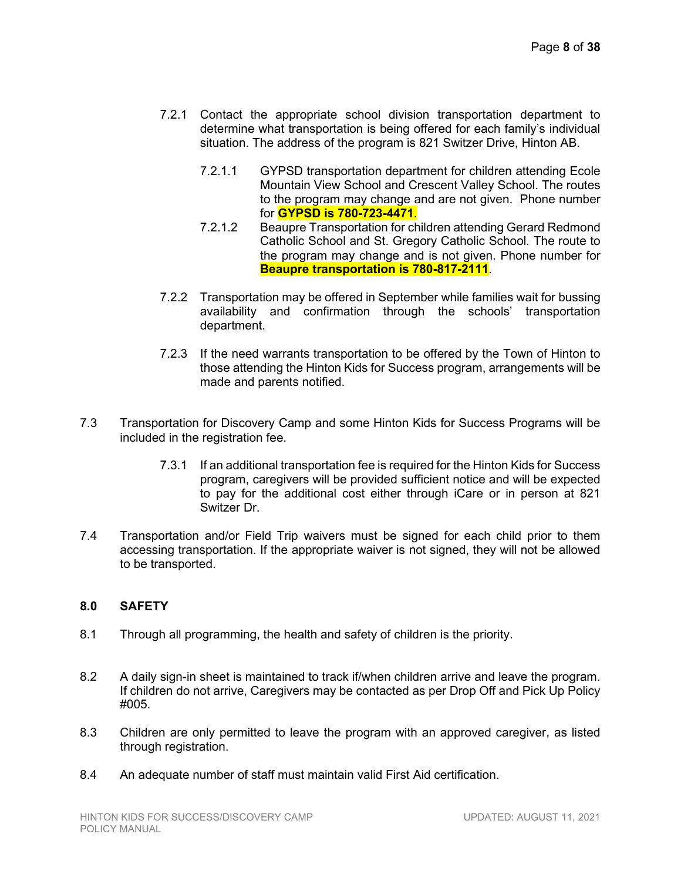7.2.1 Contact the appropriate school division transportation department to determine what transportation is being offered for each family's individual situation. The address of the program is 821 Switzer Drive, Hinton AB.

7.2.1.1 GYPSD transportation department for children attending Ecole Mountain View School and Crescent Valley School. The routes to the program may change and are not given. Phone number for **GYPSD is 780-723-4471**.

7.2.1.2 Beaupre Transportation for children attending Gerard Redmond Catholic School and St. Gregory Catholic School. The route to the program may change and is not given. Phone number for **Beaupre transportation is 780-817-2111**.

7.2.2 Transportation may be offered in September while families wait for bussing availability and confirmation through the schools' transportation department.

7.2.3 If the need warrants transportation to be offered by the Town of Hinton to those attending the Hinton Kids for Success program, arrangements will be made and parents notified.

7.3 Transportation for Discovery Camp and some Hinton Kids for Success Programs will be included in the registration fee.

7.3.1 If an additional transportation fee is required for the Hinton Kids for Success program, caregivers will be provided sufficient notice and will be expected to pay for the additional cost either through iCare or in person at 821 Switzer Dr.

7.4 Transportation and/or Field Trip waivers must be signed for each child prior to them accessing transportation. If the appropriate waiver is not signed, they will not be allowed to be transported.

## 8.0 SAFETY

8.1 Through all programming, the health and safety of children is the priority.

8.2 A daily sign-in sheet is maintained to track if/when children arrive and leave the program. If children do not arrive, Caregivers may be contacted as per Drop Off and Pick Up Policy #005.

8.3 Children are only permitted to leave the program with an approved caregiver, as listed through registration.

8.4 An adequate number of staff must maintain valid First Aid certification.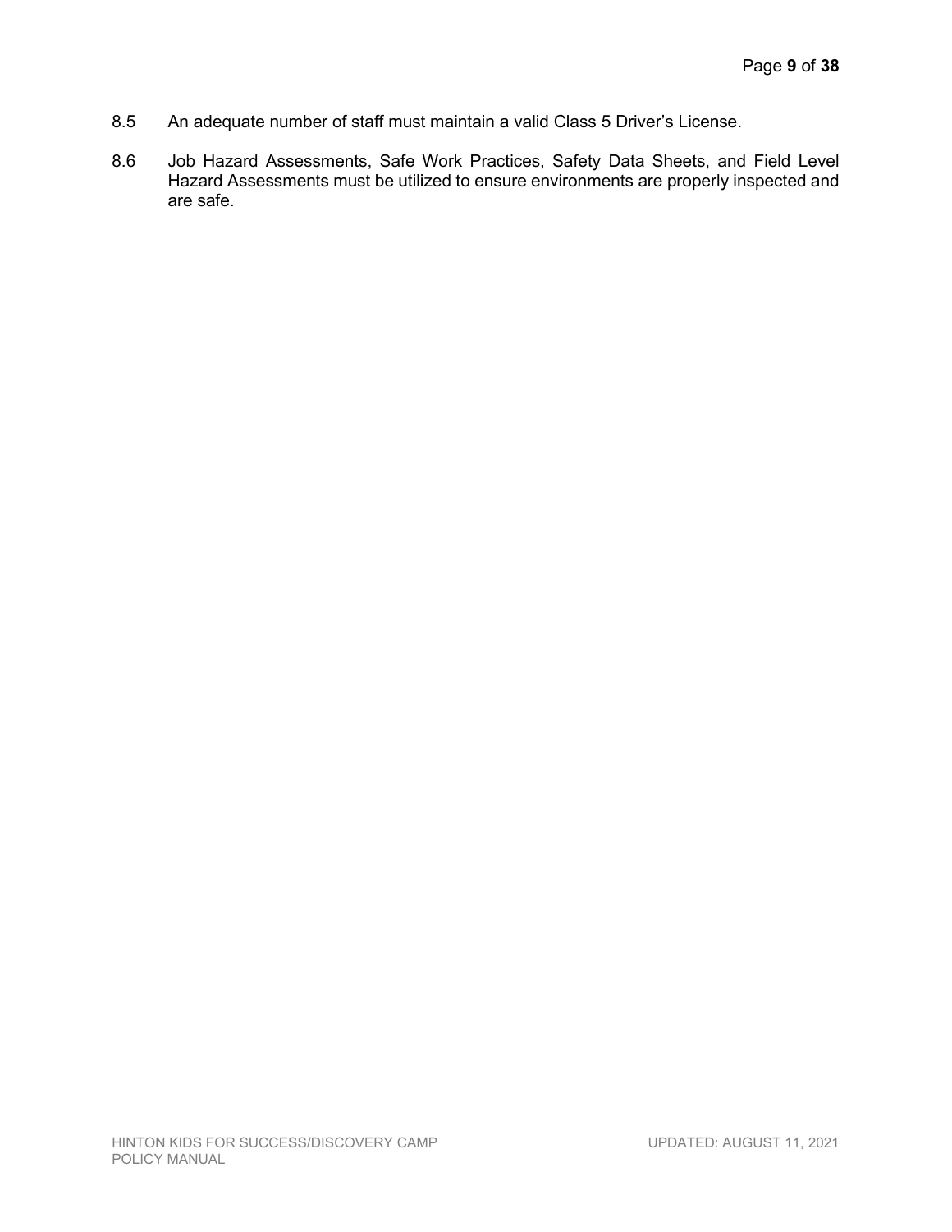8.5 An adequate number of staff must maintain a valid Class 5 Driver's License.

8.6 Job Hazard Assessments, Safe Work Practices, Safety Data Sheets, and Field Level Hazard Assessments must be utilized to ensure environments are properly inspected and are safe.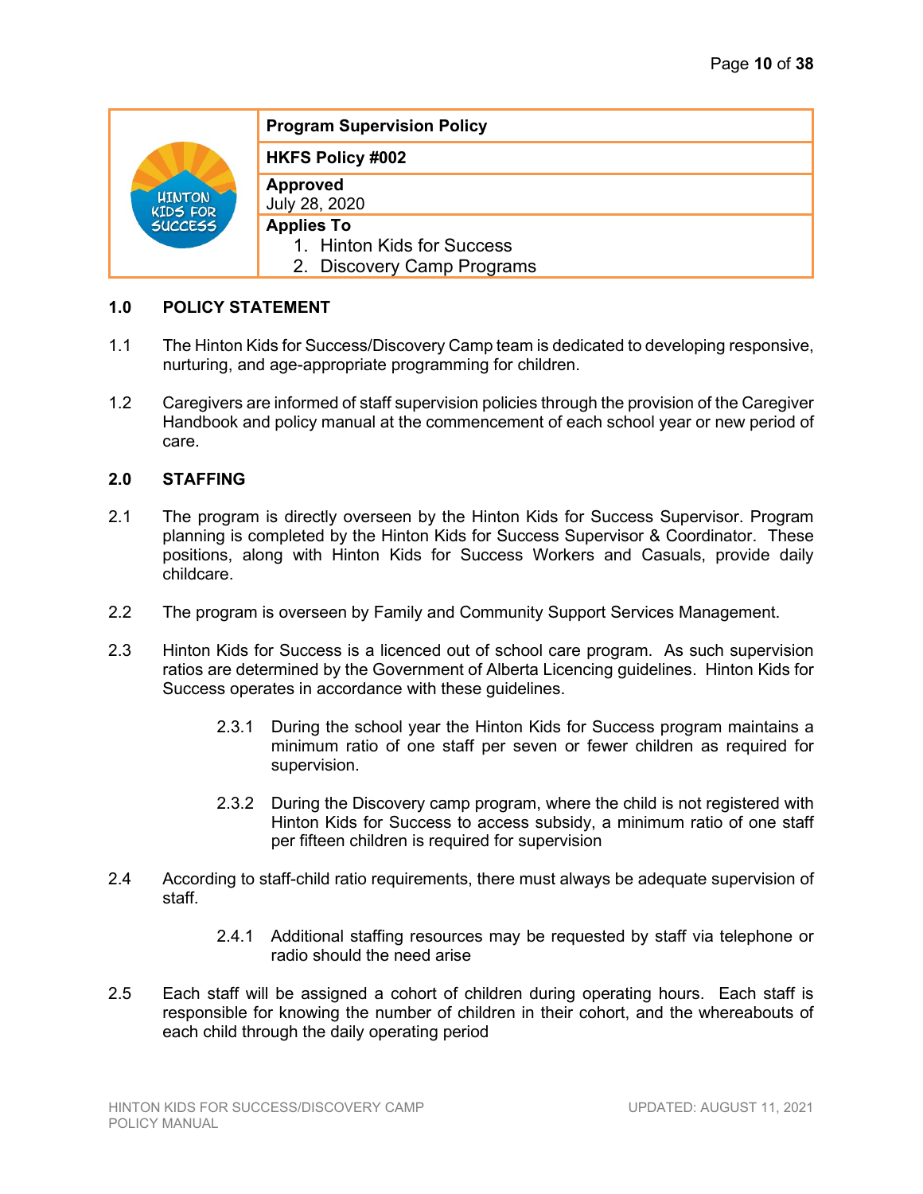| Program Supervision Policy |
| --- |
| **HKFS Policy #002** |
| **Approved**<br>July 28, 2020 |
| **Applies To**<br>1. Hinton Kids for Success<br>2. Discovery Camp Programs |

## 1.0 POLICY STATEMENT

1.1 The Hinton Kids for Success/Discovery Camp team is dedicated to developing responsive, nurturing, and age-appropriate programming for children.

1.2 Caregivers are informed of staff supervision policies through the provision of the Caregiver Handbook and policy manual at the commencement of each school year or new period of care.

## 2.0 STAFFING

2.1 The program is directly overseen by the Hinton Kids for Success Supervisor. Program planning is completed by the Hinton Kids for Success Supervisor & Coordinator. These positions, along with Hinton Kids for Success Workers and Casuals, provide daily childcare.

2.2 The program is overseen by Family and Community Support Services Management.

2.3 Hinton Kids for Success is a licenced out of school care program. As such supervision ratios are determined by the Government of Alberta Licencing guidelines. Hinton Kids for Success operates in accordance with these guidelines.

2.3.1 During the school year the Hinton Kids for Success program maintains a minimum ratio of one staff per seven or fewer children as required for supervision.

2.3.2 During the Discovery camp program, where the child is not registered with Hinton Kids for Success to access subsidy, a minimum ratio of one staff per fifteen children is required for supervision

2.4 According to staff-child ratio requirements, there must always be adequate supervision of staff.

2.4.1 Additional staffing resources may be requested by staff via telephone or radio should the need arise

2.5 Each staff will be assigned a cohort of children during operating hours. Each staff is responsible for knowing the number of children in their cohort, and the whereabouts of each child through the daily operating period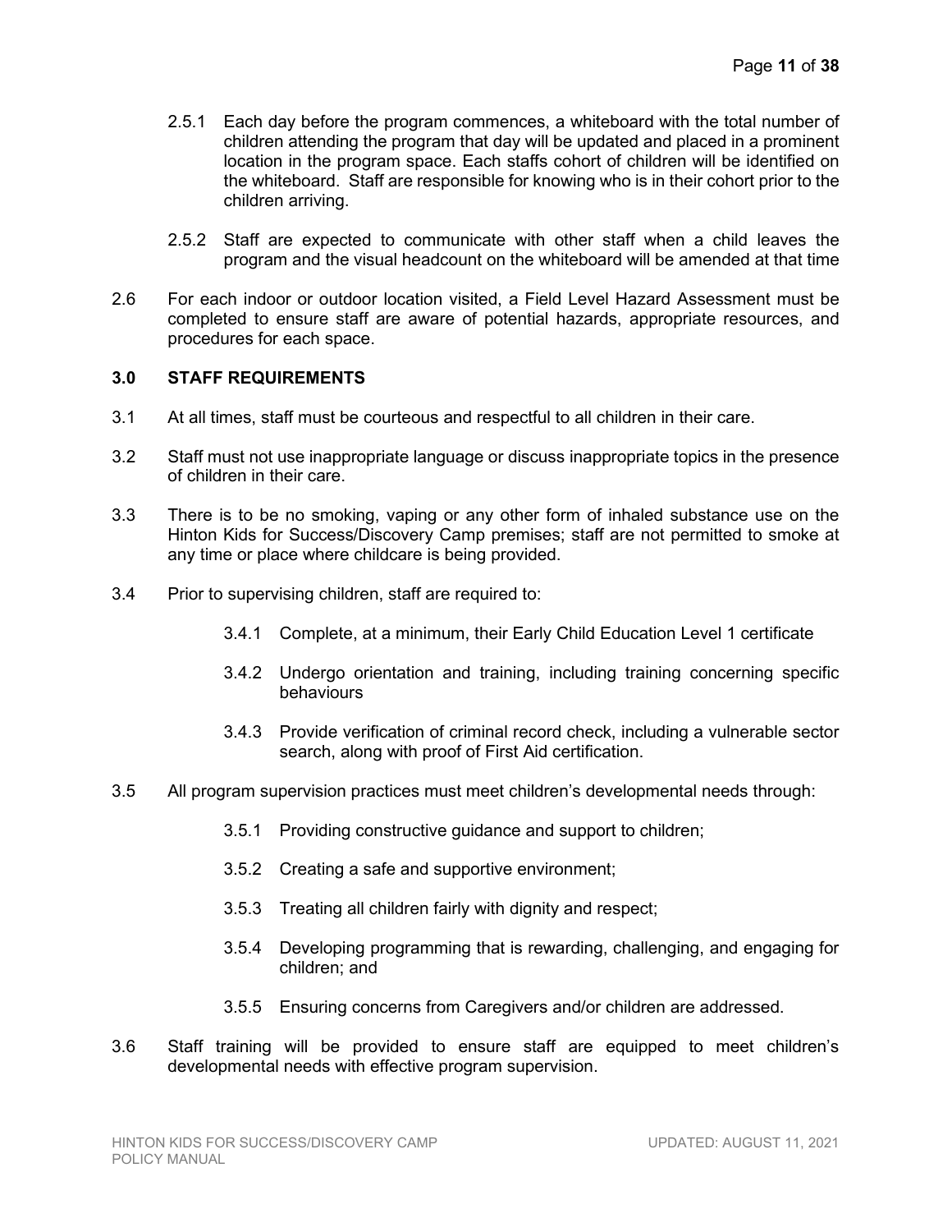2.5.1 Each day before the program commences, a whiteboard with the total number of children attending the program that day will be updated and placed in a prominent location in the program space. Each staffs cohort of children will be identified on the whiteboard. Staff are responsible for knowing who is in their cohort prior to the children arriving.

2.5.2 Staff are expected to communicate with other staff when a child leaves the program and the visual headcount on the whiteboard will be amended at that time

2.6 For each indoor or outdoor location visited, a Field Level Hazard Assessment must be completed to ensure staff are aware of potential hazards, appropriate resources, and procedures for each space.

## 3.0 STAFF REQUIREMENTS

3.1 At all times, staff must be courteous and respectful to all children in their care.

3.2 Staff must not use inappropriate language or discuss inappropriate topics in the presence of children in their care.

3.3 There is to be no smoking, vaping or any other form of inhaled substance use on the Hinton Kids for Success/Discovery Camp premises; staff are not permitted to smoke at any time or place where childcare is being provided.

3.4 Prior to supervising children, staff are required to:

3.4.1 Complete, at a minimum, their Early Child Education Level 1 certificate

3.4.2 Undergo orientation and training, including training concerning specific behaviours

3.4.3 Provide verification of criminal record check, including a vulnerable sector search, along with proof of First Aid certification.

3.5 All program supervision practices must meet children's developmental needs through:

3.5.1 Providing constructive guidance and support to children;

3.5.2 Creating a safe and supportive environment;

3.5.3 Treating all children fairly with dignity and respect;

3.5.4 Developing programming that is rewarding, challenging, and engaging for children; and

3.5.5 Ensuring concerns from Caregivers and/or children are addressed.

3.6 Staff training will be provided to ensure staff are equipped to meet children's developmental needs with effective program supervision.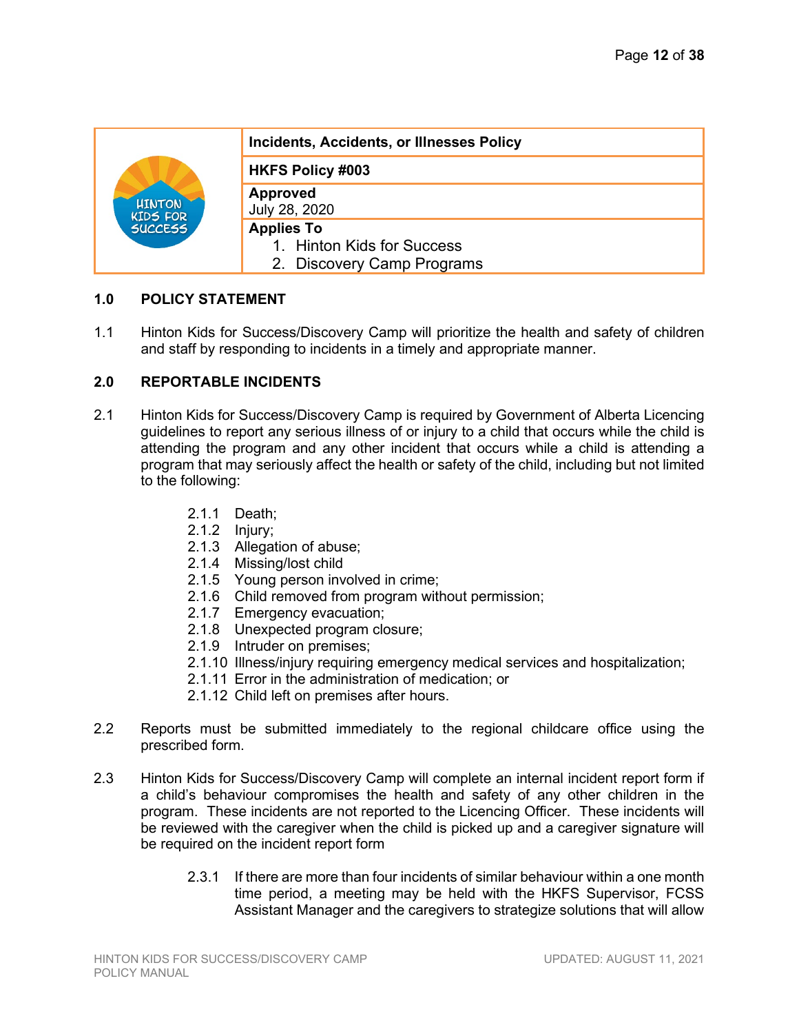| | Incidents, Accidents, or Illnesses Policy |
|---|---|
| | **HKFS Policy #003** |
| | **Approved**<br>July 28, 2020 |
| | **Applies To**<br>1. Hinton Kids for Success<br>2. Discovery Camp Programs |

## 1.0 POLICY STATEMENT

1.1 Hinton Kids for Success/Discovery Camp will prioritize the health and safety of children and staff by responding to incidents in a timely and appropriate manner.

## 2.0 REPORTABLE INCIDENTS

2.1 Hinton Kids for Success/Discovery Camp is required by Government of Alberta Licencing guidelines to report any serious illness of or injury to a child that occurs while the child is attending the program and any other incident that occurs while a child is attending a program that may seriously affect the health or safety of the child, including but not limited to the following:

- 2.1.1 Death;
- 2.1.2 Injury;
- 2.1.3 Allegation of abuse;
- 2.1.4 Missing/lost child
- 2.1.5 Young person involved in crime;
- 2.1.6 Child removed from program without permission;
- 2.1.7 Emergency evacuation;
- 2.1.8 Unexpected program closure;
- 2.1.9 Intruder on premises;
- 2.1.10 Illness/injury requiring emergency medical services and hospitalization;
- 2.1.11 Error in the administration of medication; or
- 2.1.12 Child left on premises after hours.

2.2 Reports must be submitted immediately to the regional childcare office using the prescribed form.

2.3 Hinton Kids for Success/Discovery Camp will complete an internal incident report form if a child's behaviour compromises the health and safety of any other children in the program. These incidents are not reported to the Licencing Officer. These incidents will be reviewed with the caregiver when the child is picked up and a caregiver signature will be required on the incident report form

- 2.3.1 If there are more than four incidents of similar behaviour within a one month time period, a meeting may be held with the HKFS Supervisor, FCSS Assistant Manager and the caregivers to strategize solutions that will allow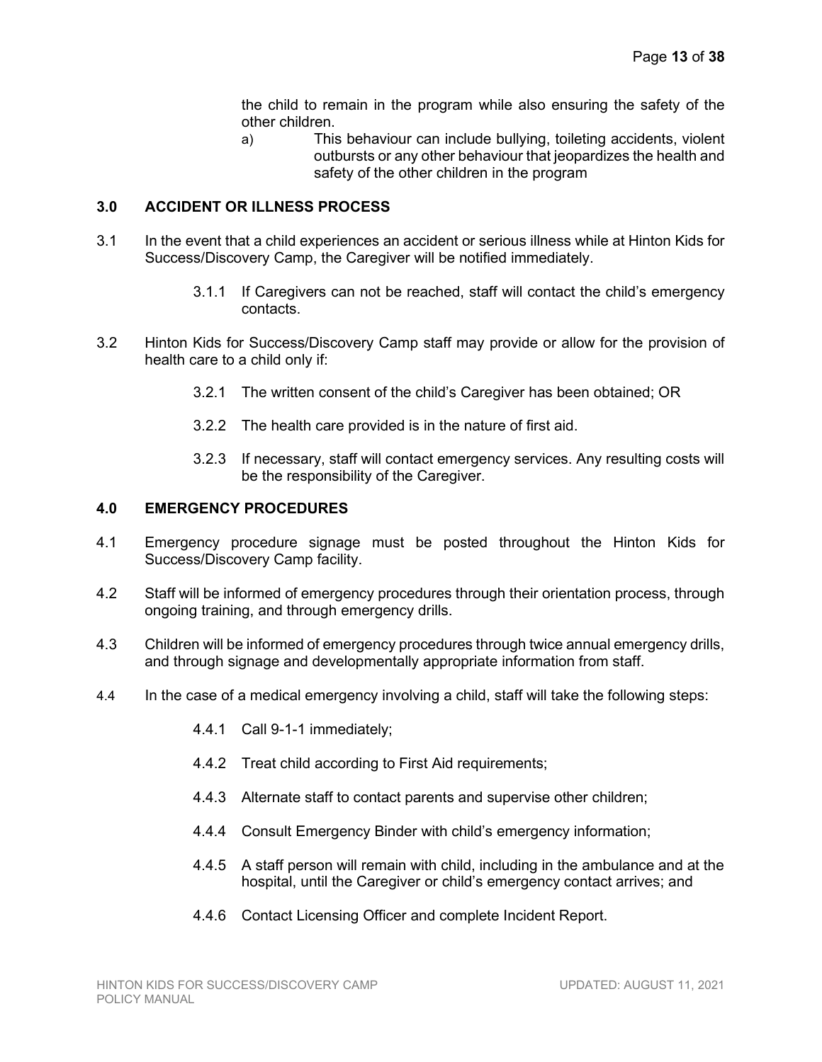the child to remain in the program while also ensuring the safety of the other children.

a) This behaviour can include bullying, toileting accidents, violent outbursts or any other behaviour that jeopardizes the health and safety of the other children in the program

## 3.0 ACCIDENT OR ILLNESS PROCESS

3.1 In the event that a child experiences an accident or serious illness while at Hinton Kids for Success/Discovery Camp, the Caregiver will be notified immediately.

3.1.1 If Caregivers can not be reached, staff will contact the child's emergency contacts.

3.2 Hinton Kids for Success/Discovery Camp staff may provide or allow for the provision of health care to a child only if:

3.2.1 The written consent of the child's Caregiver has been obtained; OR

3.2.2 The health care provided is in the nature of first aid.

3.2.3 If necessary, staff will contact emergency services. Any resulting costs will be the responsibility of the Caregiver.

## 4.0 EMERGENCY PROCEDURES

4.1 Emergency procedure signage must be posted throughout the Hinton Kids for Success/Discovery Camp facility.

4.2 Staff will be informed of emergency procedures through their orientation process, through ongoing training, and through emergency drills.

4.3 Children will be informed of emergency procedures through twice annual emergency drills, and through signage and developmentally appropriate information from staff.

4.4 In the case of a medical emergency involving a child, staff will take the following steps:

4.4.1 Call 9-1-1 immediately;

4.4.2 Treat child according to First Aid requirements;

4.4.3 Alternate staff to contact parents and supervise other children;

4.4.4 Consult Emergency Binder with child's emergency information;

4.4.5 A staff person will remain with child, including in the ambulance and at the hospital, until the Caregiver or child's emergency contact arrives; and

4.4.6 Contact Licensing Officer and complete Incident Report.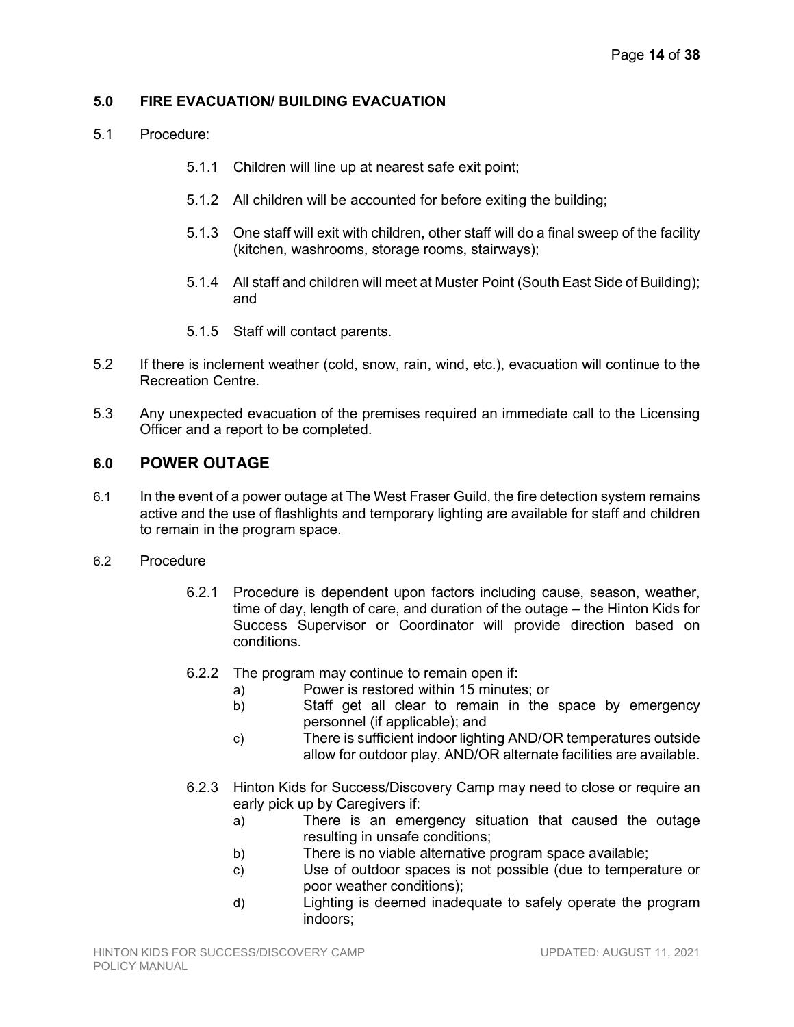## 5.0 FIRE EVACUATION/ BUILDING EVACUATION

5.1 Procedure:

- 5.1.1 Children will line up at nearest safe exit point;
- 5.1.2 All children will be accounted for before exiting the building;
- 5.1.3 One staff will exit with children, other staff will do a final sweep of the facility (kitchen, washrooms, storage rooms, stairways);
- 5.1.4 All staff and children will meet at Muster Point (South East Side of Building); and
- 5.1.5 Staff will contact parents.

5.2 If there is inclement weather (cold, snow, rain, wind, etc.), evacuation will continue to the Recreation Centre.

5.3 Any unexpected evacuation of the premises required an immediate call to the Licensing Officer and a report to be completed.

## 6.0 POWER OUTAGE

6.1 In the event of a power outage at The West Fraser Guild, the fire detection system remains active and the use of flashlights and temporary lighting are available for staff and children to remain in the program space.

6.2 Procedure

- 6.2.1 Procedure is dependent upon factors including cause, season, weather, time of day, length of care, and duration of the outage – the Hinton Kids for Success Supervisor or Coordinator will provide direction based on conditions.
- 6.2.2 The program may continue to remain open if:
  - a) Power is restored within 15 minutes; or
  - b) Staff get all clear to remain in the space by emergency personnel (if applicable); and
  - c) There is sufficient indoor lighting AND/OR temperatures outside allow for outdoor play, AND/OR alternate facilities are available.
- 6.2.3 Hinton Kids for Success/Discovery Camp may need to close or require an early pick up by Caregivers if:
  - a) There is an emergency situation that caused the outage resulting in unsafe conditions;
  - b) There is no viable alternative program space available;
  - c) Use of outdoor spaces is not possible (due to temperature or poor weather conditions);
  - d) Lighting is deemed inadequate to safely operate the program indoors;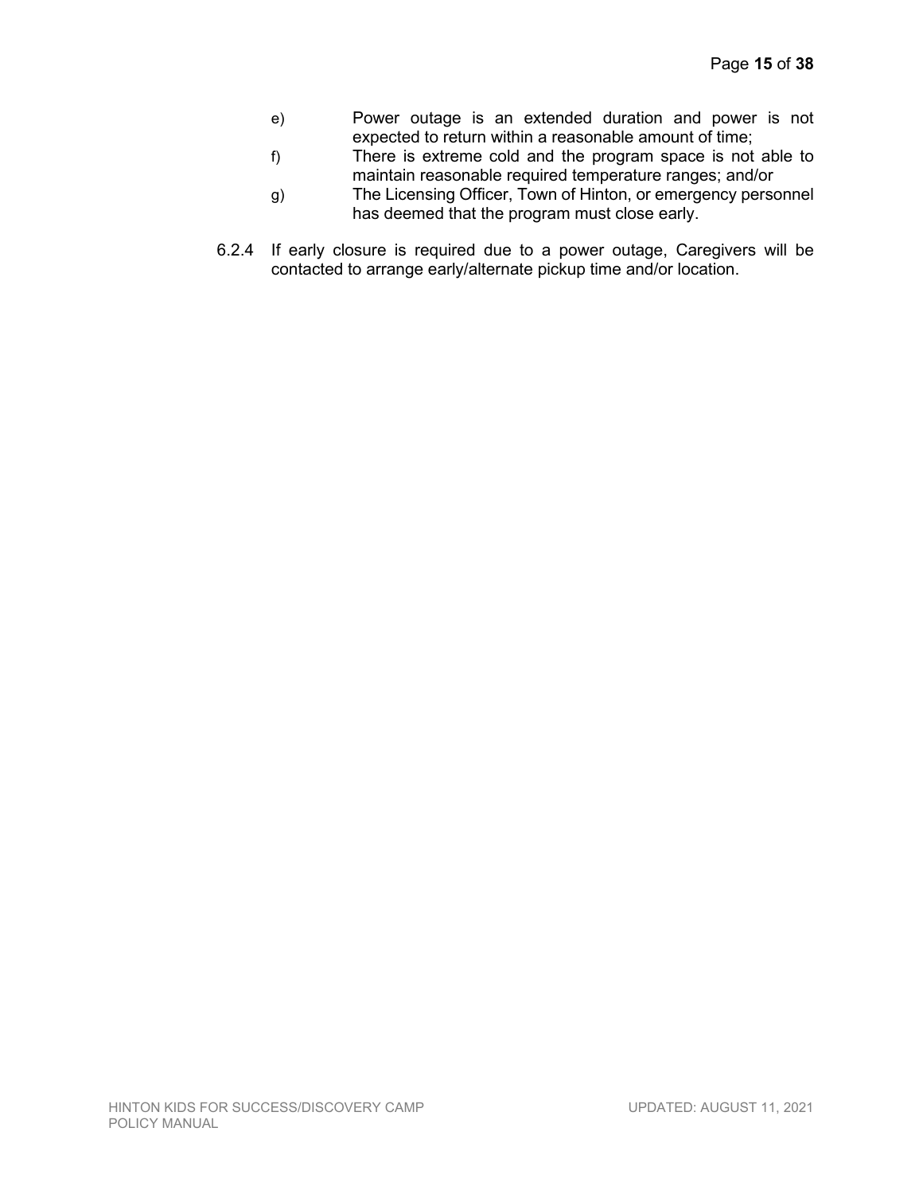e) Power outage is an extended duration and power is not expected to return within a reasonable amount of time;

f) There is extreme cold and the program space is not able to maintain reasonable required temperature ranges; and/or

g) The Licensing Officer, Town of Hinton, or emergency personnel has deemed that the program must close early.

6.2.4 If early closure is required due to a power outage, Caregivers will be contacted to arrange early/alternate pickup time and/or location.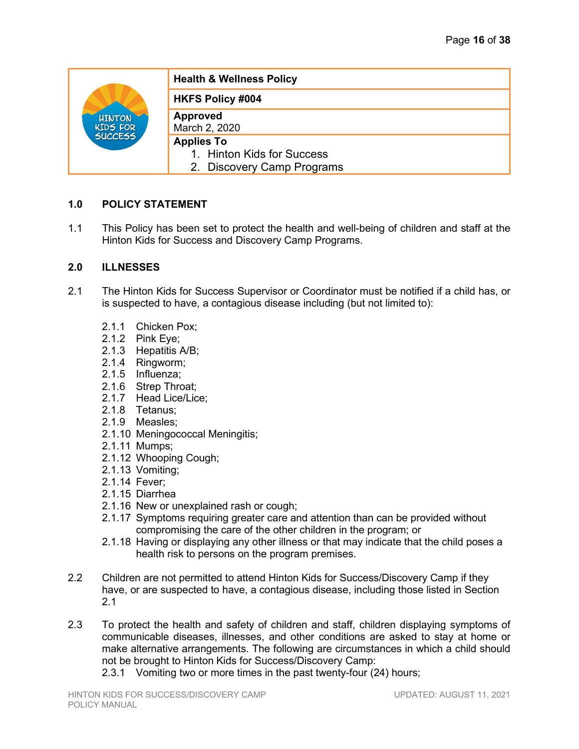| | Health & Wellness Policy |
|---|---|
| | HKFS Policy #004 |
| | **Approved**<br>March 2, 2020 |
| | **Applies To**<br>1. Hinton Kids for Success<br>2. Discovery Camp Programs |

## 1.0 POLICY STATEMENT

1.1 This Policy has been set to protect the health and well-being of children and staff at the Hinton Kids for Success and Discovery Camp Programs.

## 2.0 ILLNESSES

2.1 The Hinton Kids for Success Supervisor or Coordinator must be notified if a child has, or is suspected to have, a contagious disease including (but not limited to):

- 2.1.1 Chicken Pox;
- 2.1.2 Pink Eye;
- 2.1.3 Hepatitis A/B;
- 2.1.4 Ringworm;
- 2.1.5 Influenza;
- 2.1.6 Strep Throat;
- 2.1.7 Head Lice/Lice;
- 2.1.8 Tetanus;
- 2.1.9 Measles;
- 2.1.10 Meningococcal Meningitis;
- 2.1.11 Mumps;
- 2.1.12 Whooping Cough;
- 2.1.13 Vomiting;
- 2.1.14 Fever;
- 2.1.15 Diarrhea
- 2.1.16 New or unexplained rash or cough;
- 2.1.17 Symptoms requiring greater care and attention than can be provided without compromising the care of the other children in the program; or
- 2.1.18 Having or displaying any other illness or that may indicate that the child poses a health risk to persons on the program premises.

2.2 Children are not permitted to attend Hinton Kids for Success/Discovery Camp if they have, or are suspected to have, a contagious disease, including those listed in Section 2.1

2.3 To protect the health and safety of children and staff, children displaying symptoms of communicable diseases, illnesses, and other conditions are asked to stay at home or make alternative arrangements. The following are circumstances in which a child should not be brought to Hinton Kids for Success/Discovery Camp:

- 2.3.1 Vomiting two or more times in the past twenty-four (24) hours;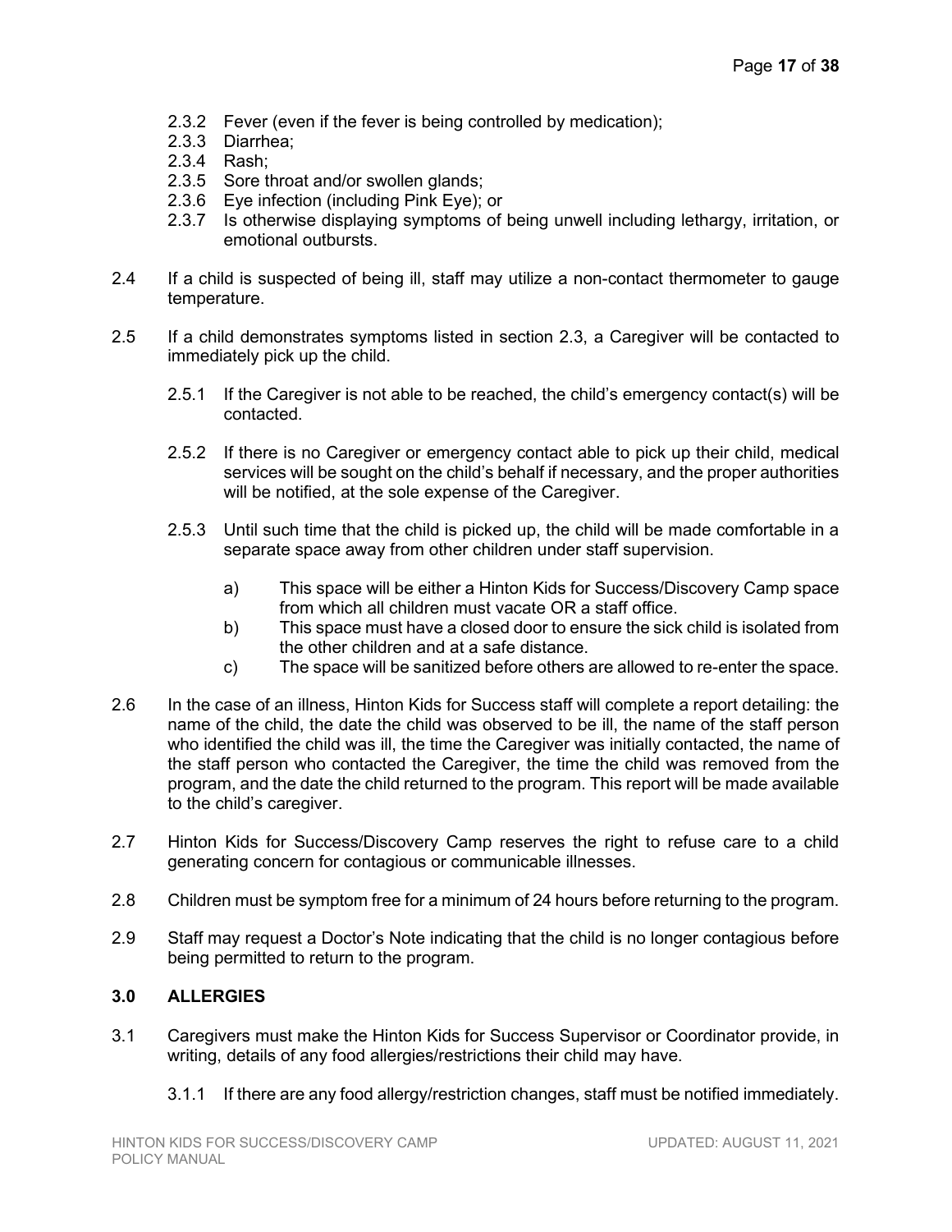- 2.3.2 Fever (even if the fever is being controlled by medication);
- 2.3.3 Diarrhea;
- 2.3.4 Rash;
- 2.3.5 Sore throat and/or swollen glands;
- 2.3.6 Eye infection (including Pink Eye); or
- 2.3.7 Is otherwise displaying symptoms of being unwell including lethargy, irritation, or emotional outbursts.

2.4 If a child is suspected of being ill, staff may utilize a non-contact thermometer to gauge temperature.

2.5 If a child demonstrates symptoms listed in section 2.3, a Caregiver will be contacted to immediately pick up the child.

2.5.1 If the Caregiver is not able to be reached, the child's emergency contact(s) will be contacted.

2.5.2 If there is no Caregiver or emergency contact able to pick up their child, medical services will be sought on the child's behalf if necessary, and the proper authorities will be notified, at the sole expense of the Caregiver.

2.5.3 Until such time that the child is picked up, the child will be made comfortable in a separate space away from other children under staff supervision.

a) This space will be either a Hinton Kids for Success/Discovery Camp space from which all children must vacate OR a staff office.

b) This space must have a closed door to ensure the sick child is isolated from the other children and at a safe distance.

c) The space will be sanitized before others are allowed to re-enter the space.

2.6 In the case of an illness, Hinton Kids for Success staff will complete a report detailing: the name of the child, the date the child was observed to be ill, the name of the staff person who identified the child was ill, the time the Caregiver was initially contacted, the name of the staff person who contacted the Caregiver, the time the child was removed from the program, and the date the child returned to the program. This report will be made available to the child's caregiver.

2.7 Hinton Kids for Success/Discovery Camp reserves the right to refuse care to a child generating concern for contagious or communicable illnesses.

2.8 Children must be symptom free for a minimum of 24 hours before returning to the program.

2.9 Staff may request a Doctor's Note indicating that the child is no longer contagious before being permitted to return to the program.

### 3.0 ALLERGIES

3.1 Caregivers must make the Hinton Kids for Success Supervisor or Coordinator provide, in writing, details of any food allergies/restrictions their child may have.

3.1.1 If there are any food allergy/restriction changes, staff must be notified immediately.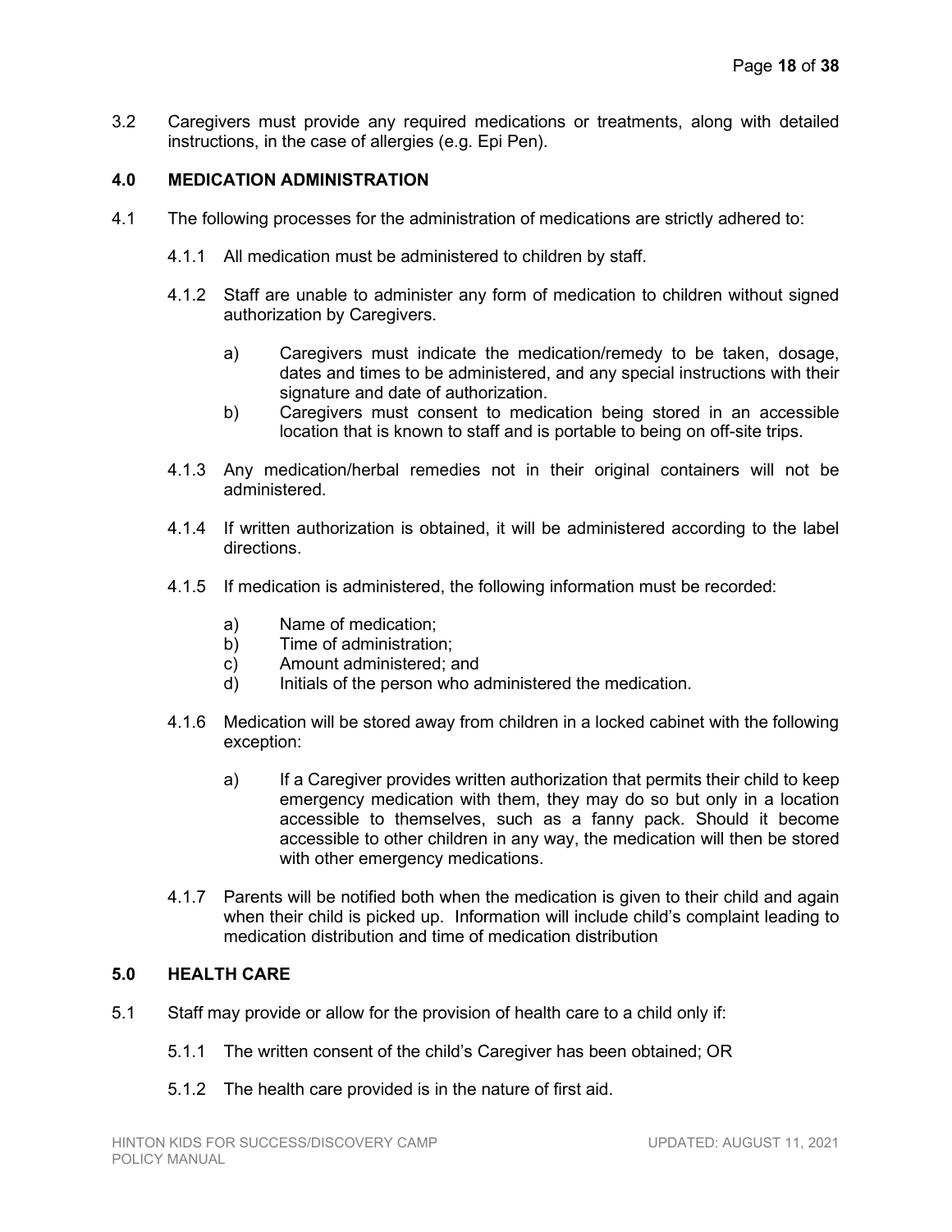3.2 Caregivers must provide any required medications or treatments, along with detailed instructions, in the case of allergies (e.g. Epi Pen).

## 4.0 MEDICATION ADMINISTRATION

4.1 The following processes for the administration of medications are strictly adhered to:

4.1.1 All medication must be administered to children by staff.

4.1.2 Staff are unable to administer any form of medication to children without signed authorization by Caregivers.

a) Caregivers must indicate the medication/remedy to be taken, dosage, dates and times to be administered, and any special instructions with their signature and date of authorization.

b) Caregivers must consent to medication being stored in an accessible location that is known to staff and is portable to being on off-site trips.

4.1.3 Any medication/herbal remedies not in their original containers will not be administered.

4.1.4 If written authorization is obtained, it will be administered according to the label directions.

4.1.5 If medication is administered, the following information must be recorded:

a) Name of medication;
b) Time of administration;
c) Amount administered; and
d) Initials of the person who administered the medication.

4.1.6 Medication will be stored away from children in a locked cabinet with the following exception:

a) If a Caregiver provides written authorization that permits their child to keep emergency medication with them, they may do so but only in a location accessible to themselves, such as a fanny pack. Should it become accessible to other children in any way, the medication will then be stored with other emergency medications.

4.1.7 Parents will be notified both when the medication is given to their child and again when their child is picked up. Information will include child's complaint leading to medication distribution and time of medication distribution

## 5.0 HEALTH CARE

5.1 Staff may provide or allow for the provision of health care to a child only if:

5.1.1 The written consent of the child's Caregiver has been obtained; OR

5.1.2 The health care provided is in the nature of first aid.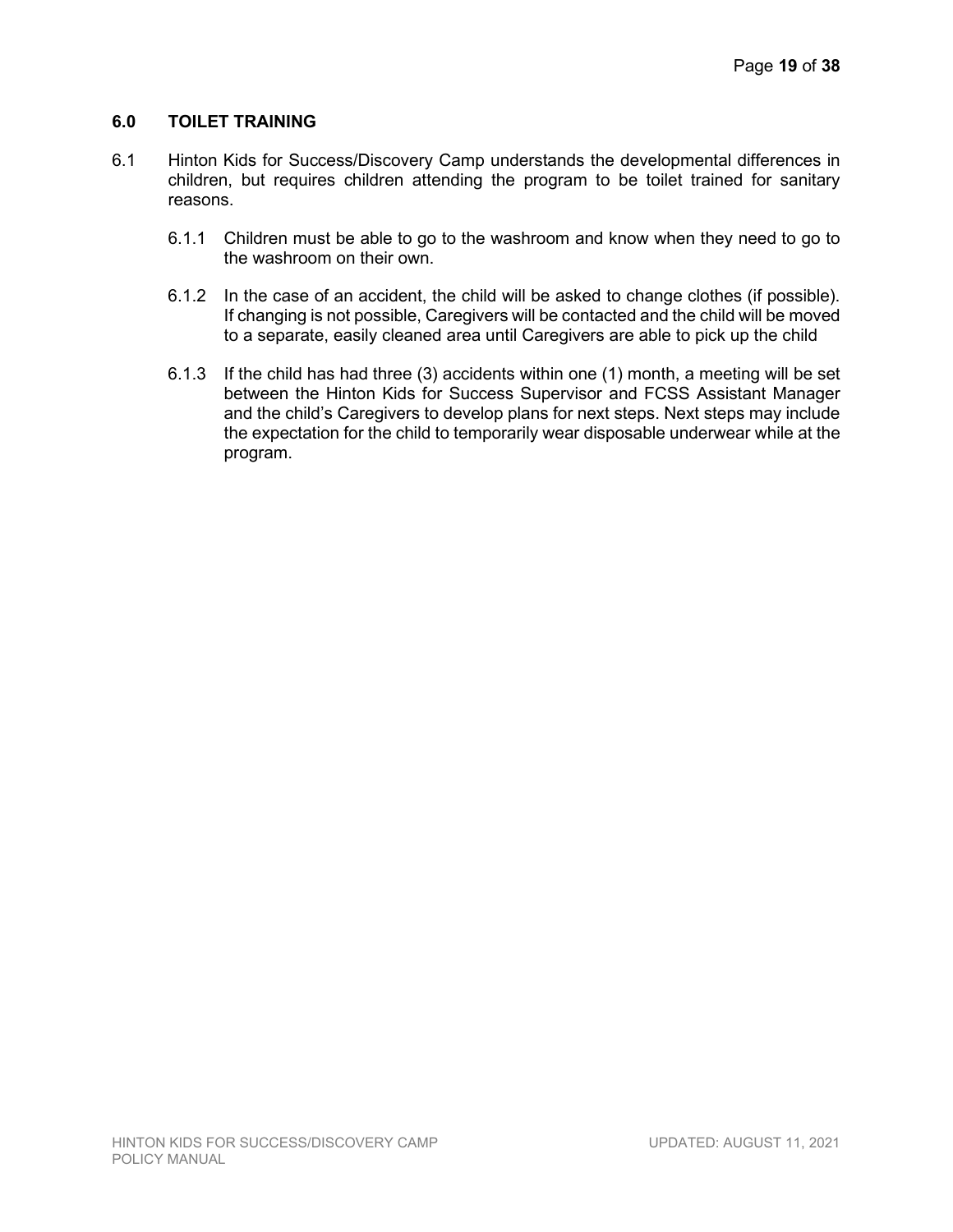## 6.0 TOILET TRAINING

6.1 Hinton Kids for Success/Discovery Camp understands the developmental differences in children, but requires children attending the program to be toilet trained for sanitary reasons.

6.1.1 Children must be able to go to the washroom and know when they need to go to the washroom on their own.

6.1.2 In the case of an accident, the child will be asked to change clothes (if possible). If changing is not possible, Caregivers will be contacted and the child will be moved to a separate, easily cleaned area until Caregivers are able to pick up the child

6.1.3 If the child has had three (3) accidents within one (1) month, a meeting will be set between the Hinton Kids for Success Supervisor and FCSS Assistant Manager and the child's Caregivers to develop plans for next steps. Next steps may include the expectation for the child to temporarily wear disposable underwear while at the program.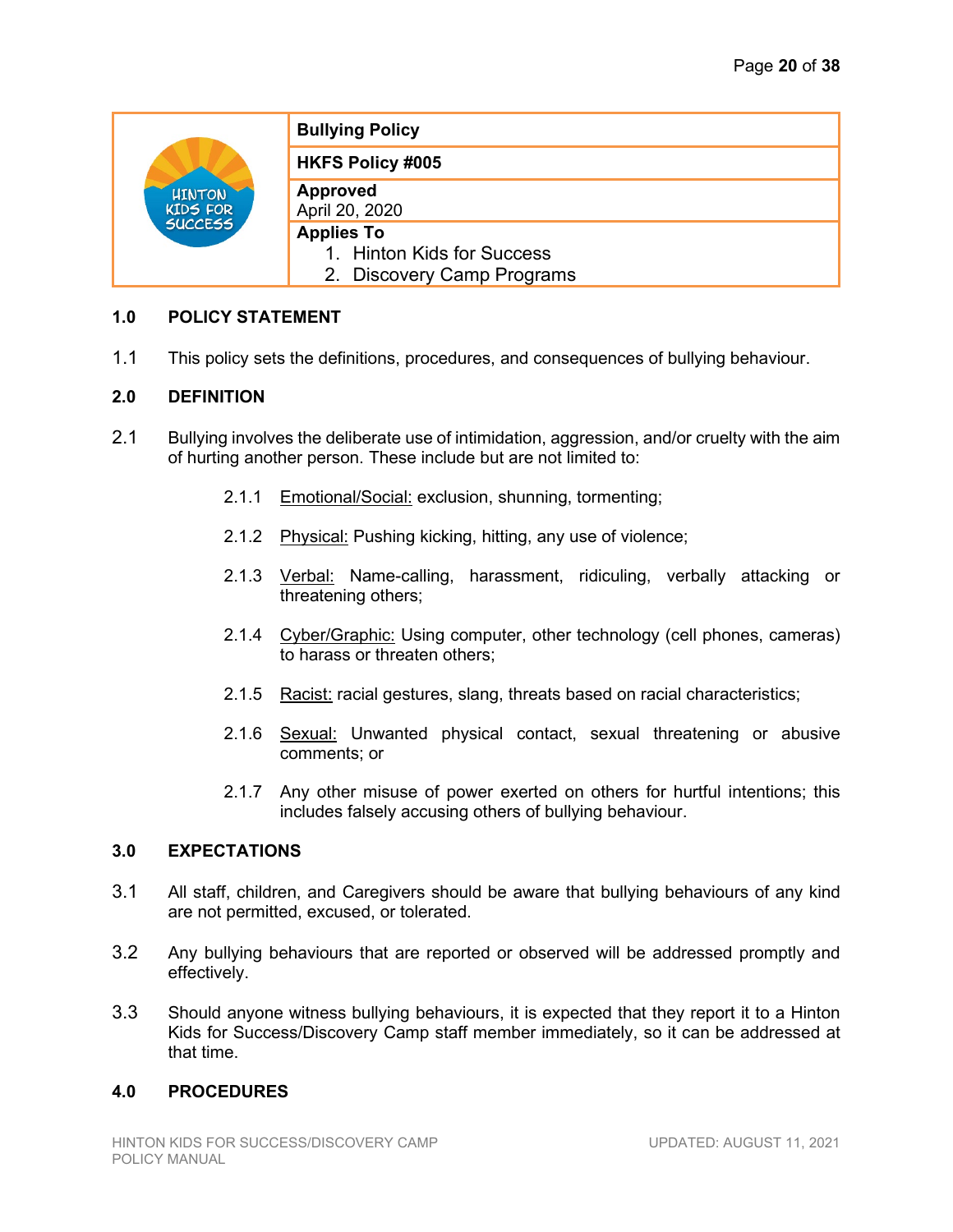| | **Bullying Policy** |
|---|---|
| | **HKFS Policy #005** |
| | **Approved**<br>April 20, 2020 |
| | **Applies To**<br>1. Hinton Kids for Success<br>2. Discovery Camp Programs |

## 1.0 POLICY STATEMENT

1.1 This policy sets the definitions, procedures, and consequences of bullying behaviour.

## 2.0 DEFINITION

2.1 Bullying involves the deliberate use of intimidation, aggression, and/or cruelty with the aim of hurting another person. These include but are not limited to:

2.1.1 Emotional/Social: exclusion, shunning, tormenting;

2.1.2 Physical: Pushing kicking, hitting, any use of violence;

2.1.3 Verbal: Name-calling, harassment, ridiculing, verbally attacking or threatening others;

2.1.4 Cyber/Graphic: Using computer, other technology (cell phones, cameras) to harass or threaten others;

2.1.5 Racist: racial gestures, slang, threats based on racial characteristics;

2.1.6 Sexual: Unwanted physical contact, sexual threatening or abusive comments; or

2.1.7 Any other misuse of power exerted on others for hurtful intentions; this includes falsely accusing others of bullying behaviour.

## 3.0 EXPECTATIONS

3.1 All staff, children, and Caregivers should be aware that bullying behaviours of any kind are not permitted, excused, or tolerated.

3.2 Any bullying behaviours that are reported or observed will be addressed promptly and effectively.

3.3 Should anyone witness bullying behaviours, it is expected that they report it to a Hinton Kids for Success/Discovery Camp staff member immediately, so it can be addressed at that time.

## 4.0 PROCEDURES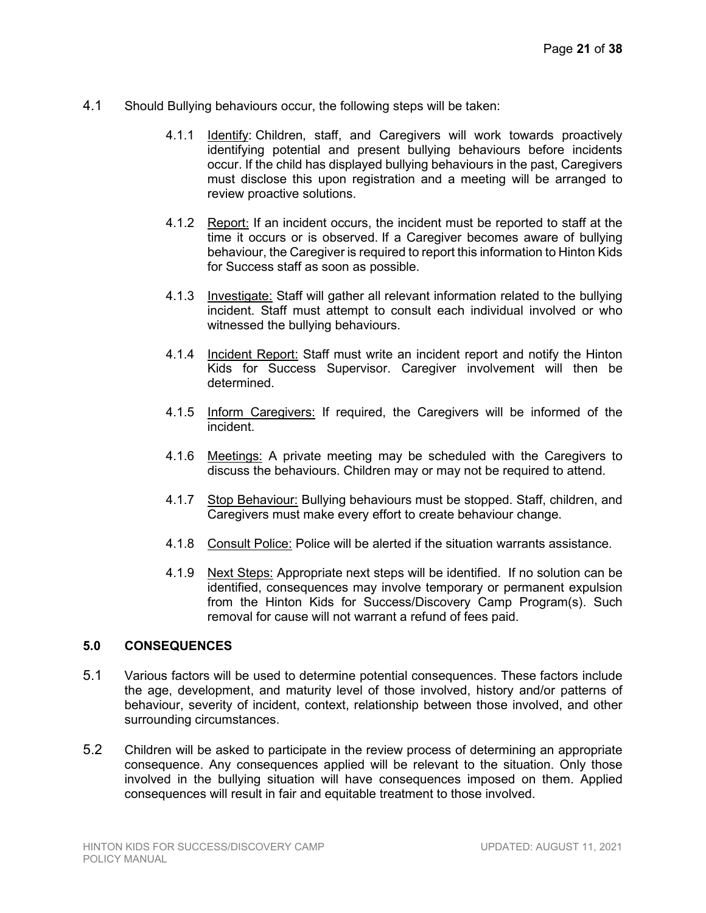4.1 Should Bullying behaviours occur, the following steps will be taken:

- 4.1.1 Identify: Children, staff, and Caregivers will work towards proactively identifying potential and present bullying behaviours before incidents occur. If the child has displayed bullying behaviours in the past, Caregivers must disclose this upon registration and a meeting will be arranged to review proactive solutions.

- 4.1.2 Report: If an incident occurs, the incident must be reported to staff at the time it occurs or is observed. If a Caregiver becomes aware of bullying behaviour, the Caregiver is required to report this information to Hinton Kids for Success staff as soon as possible.

- 4.1.3 Investigate: Staff will gather all relevant information related to the bullying incident. Staff must attempt to consult each individual involved or who witnessed the bullying behaviours.

- 4.1.4 Incident Report: Staff must write an incident report and notify the Hinton Kids for Success Supervisor. Caregiver involvement will then be determined.

- 4.1.5 Inform Caregivers: If required, the Caregivers will be informed of the incident.

- 4.1.6 Meetings: A private meeting may be scheduled with the Caregivers to discuss the behaviours. Children may or may not be required to attend.

- 4.1.7 Stop Behaviour: Bullying behaviours must be stopped. Staff, children, and Caregivers must make every effort to create behaviour change.

- 4.1.8 Consult Police: Police will be alerted if the situation warrants assistance.

- 4.1.9 Next Steps: Appropriate next steps will be identified. If no solution can be identified, consequences may involve temporary or permanent expulsion from the Hinton Kids for Success/Discovery Camp Program(s). Such removal for cause will not warrant a refund of fees paid.

## 5.0 CONSEQUENCES

5.1 Various factors will be used to determine potential consequences. These factors include the age, development, and maturity level of those involved, history and/or patterns of behaviour, severity of incident, context, relationship between those involved, and other surrounding circumstances.

5.2 Children will be asked to participate in the review process of determining an appropriate consequence. Any consequences applied will be relevant to the situation. Only those involved in the bullying situation will have consequences imposed on them. Applied consequences will result in fair and equitable treatment to those involved.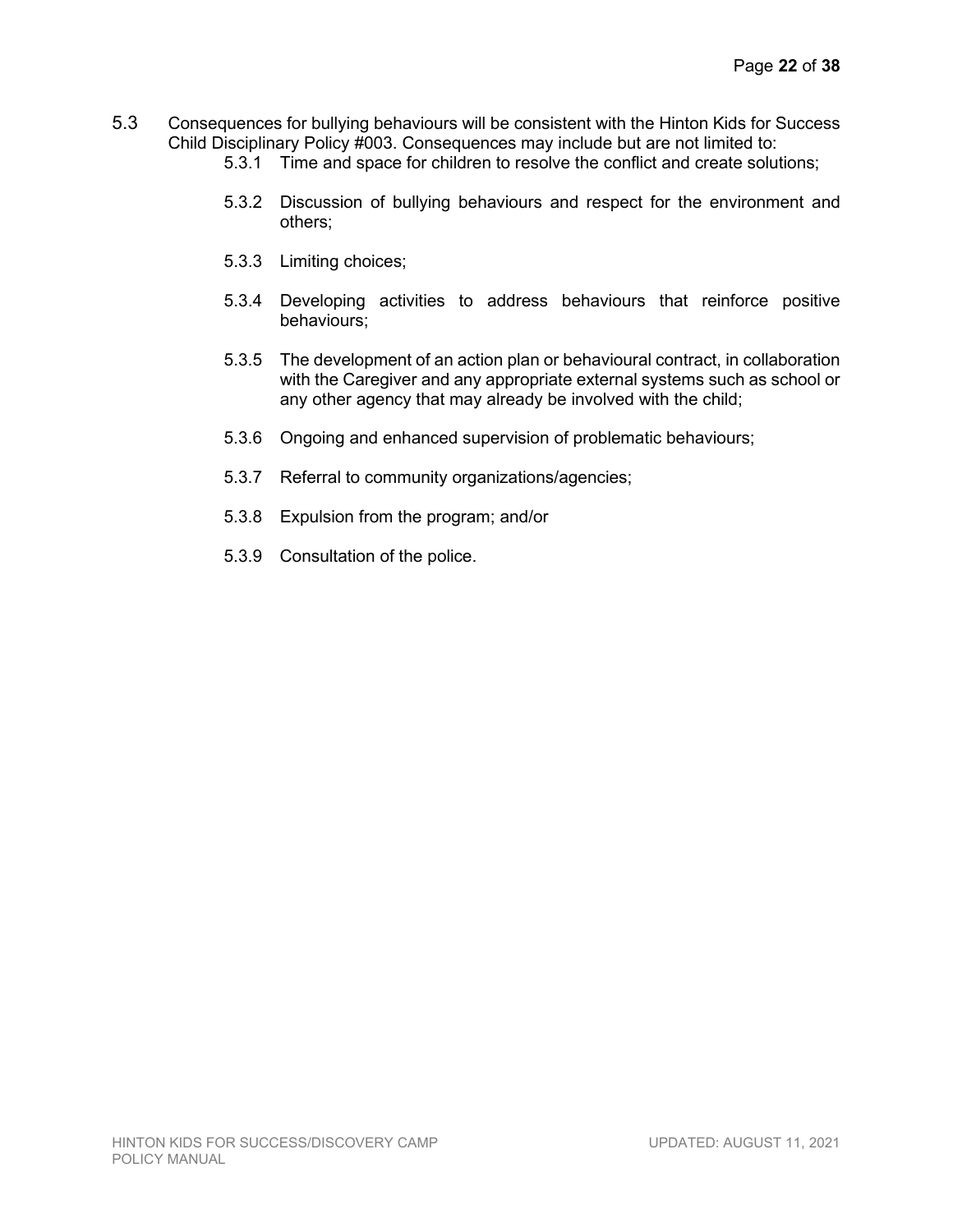5.3 Consequences for bullying behaviours will be consistent with the Hinton Kids for Success Child Disciplinary Policy #003. Consequences may include but are not limited to:

- 5.3.1 Time and space for children to resolve the conflict and create solutions;
- 5.3.2 Discussion of bullying behaviours and respect for the environment and others;
- 5.3.3 Limiting choices;
- 5.3.4 Developing activities to address behaviours that reinforce positive behaviours;
- 5.3.5 The development of an action plan or behavioural contract, in collaboration with the Caregiver and any appropriate external systems such as school or any other agency that may already be involved with the child;
- 5.3.6 Ongoing and enhanced supervision of problematic behaviours;
- 5.3.7 Referral to community organizations/agencies;
- 5.3.8 Expulsion from the program; and/or
- 5.3.9 Consultation of the police.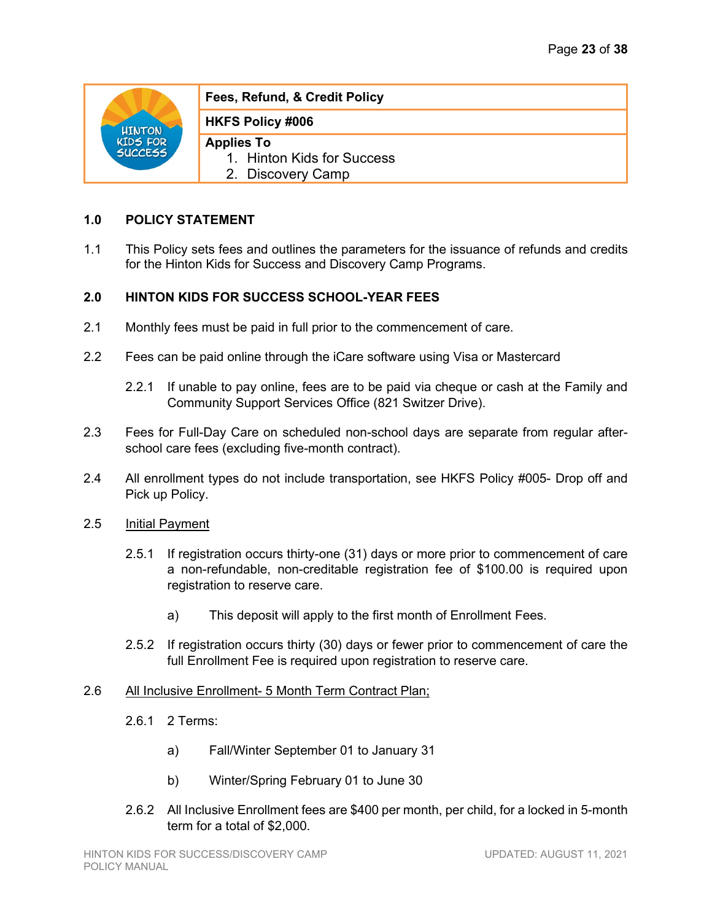| | Fees, Refund, & Credit Policy |
|---|---|
| | HKFS Policy #006 |
| | **Applies To**<br>1. Hinton Kids for Success<br>2. Discovery Camp |

## 1.0 POLICY STATEMENT

1.1 This Policy sets fees and outlines the parameters for the issuance of refunds and credits for the Hinton Kids for Success and Discovery Camp Programs.

## 2.0 HINTON KIDS FOR SUCCESS SCHOOL-YEAR FEES

2.1 Monthly fees must be paid in full prior to the commencement of care.

2.2 Fees can be paid online through the iCare software using Visa or Mastercard

2.2.1 If unable to pay online, fees are to be paid via cheque or cash at the Family and Community Support Services Office (821 Switzer Drive).

2.3 Fees for Full-Day Care on scheduled non-school days are separate from regular after-school care fees (excluding five-month contract).

2.4 All enrollment types do not include transportation, see HKFS Policy #005- Drop off and Pick up Policy.

2.5 Initial Payment

2.5.1 If registration occurs thirty-one (31) days or more prior to commencement of care a non-refundable, non-creditable registration fee of $100.00 is required upon registration to reserve care.

a) This deposit will apply to the first month of Enrollment Fees.

2.5.2 If registration occurs thirty (30) days or fewer prior to commencement of care the full Enrollment Fee is required upon registration to reserve care.

2.6 All Inclusive Enrollment- 5 Month Term Contract Plan;

2.6.1 2 Terms:

a) Fall/Winter September 01 to January 31

b) Winter/Spring February 01 to June 30

2.6.2 All Inclusive Enrollment fees are $400 per month, per child, for a locked in 5-month term for a total of $2,000.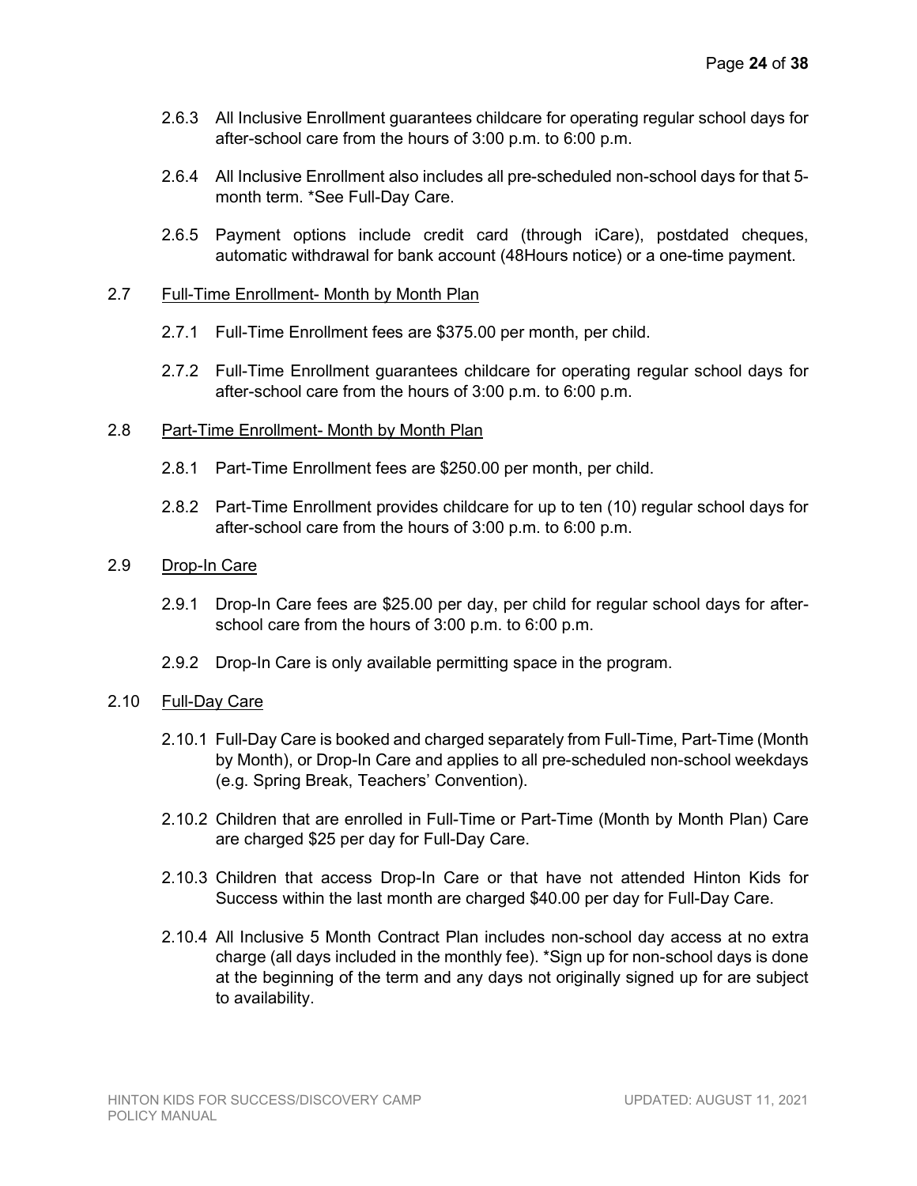2.6.3 All Inclusive Enrollment guarantees childcare for operating regular school days for after-school care from the hours of 3:00 p.m. to 6:00 p.m.

2.6.4 All Inclusive Enrollment also includes all pre-scheduled non-school days for that 5-month term. *See Full-Day Care.

2.6.5 Payment options include credit card (through iCare), postdated cheques, automatic withdrawal for bank account (48Hours notice) or a one-time payment.

2.7 <u>Full-Time Enrollment- Month by Month Plan</u>

2.7.1 Full-Time Enrollment fees are $375.00 per month, per child.

2.7.2 Full-Time Enrollment guarantees childcare for operating regular school days for after-school care from the hours of 3:00 p.m. to 6:00 p.m.

2.8 <u>Part-Time Enrollment- Month by Month Plan</u>

2.8.1 Part-Time Enrollment fees are $250.00 per month, per child.

2.8.2 Part-Time Enrollment provides childcare for up to ten (10) regular school days for after-school care from the hours of 3:00 p.m. to 6:00 p.m.

2.9 <u>Drop-In Care</u>

2.9.1 Drop-In Care fees are $25.00 per day, per child for regular school days for after-school care from the hours of 3:00 p.m. to 6:00 p.m.

2.9.2 Drop-In Care is only available permitting space in the program.

2.10 <u>Full-Day Care</u>

2.10.1 Full-Day Care is booked and charged separately from Full-Time, Part-Time (Month by Month), or Drop-In Care and applies to all pre-scheduled non-school weekdays (e.g. Spring Break, Teachers' Convention).

2.10.2 Children that are enrolled in Full-Time or Part-Time (Month by Month Plan) Care are charged $25 per day for Full-Day Care.

2.10.3 Children that access Drop-In Care or that have not attended Hinton Kids for Success within the last month are charged $40.00 per day for Full-Day Care.

2.10.4 All Inclusive 5 Month Contract Plan includes non-school day access at no extra charge (all days included in the monthly fee). *Sign up for non-school days is done at the beginning of the term and any days not originally signed up for are subject to availability.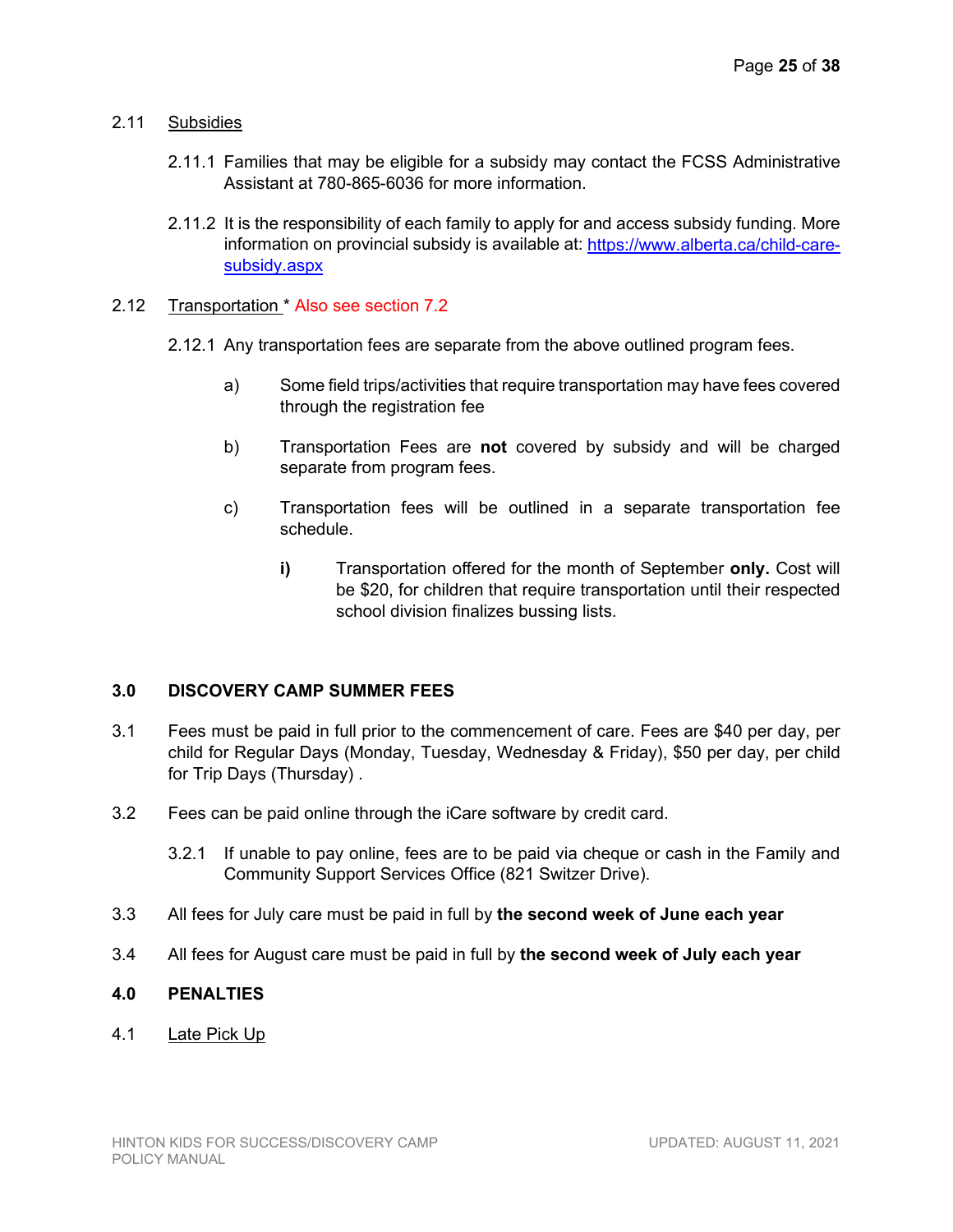2.11 Subsidies

2.11.1 Families that may be eligible for a subsidy may contact the FCSS Administrative Assistant at 780-865-6036 for more information.

2.11.2 It is the responsibility of each family to apply for and access subsidy funding. More information on provincial subsidy is available at: [https://www.alberta.ca/child-care-subsidy.aspx](https://www.alberta.ca/child-care-subsidy.aspx)

2.12 Transportation * Also see section 7.2

2.12.1 Any transportation fees are separate from the above outlined program fees.

a) Some field trips/activities that require transportation may have fees covered through the registration fee

b) Transportation Fees are **not** covered by subsidy and will be charged separate from program fees.

c) Transportation fees will be outlined in a separate transportation fee schedule.

**i)** Transportation offered for the month of September **only.** Cost will be $20, for children that require transportation until their respected school division finalizes bussing lists.

## 3.0 DISCOVERY CAMP SUMMER FEES

3.1 Fees must be paid in full prior to the commencement of care. Fees are $40 per day, per child for Regular Days (Monday, Tuesday, Wednesday & Friday), $50 per day, per child for Trip Days (Thursday) .

3.2 Fees can be paid online through the iCare software by credit card.

3.2.1 If unable to pay online, fees are to be paid via cheque or cash in the Family and Community Support Services Office (821 Switzer Drive).

3.3 All fees for July care must be paid in full by **the second week of June each year**

3.4 All fees for August care must be paid in full by **the second week of July each year**

## 4.0 PENALTIES

4.1 Late Pick Up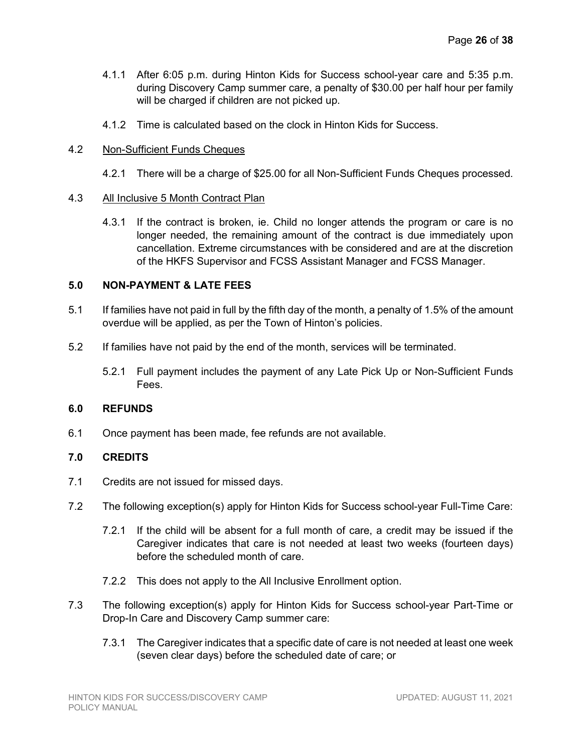4.1.1 After 6:05 p.m. during Hinton Kids for Success school-year care and 5:35 p.m. during Discovery Camp summer care, a penalty of $30.00 per half hour per family will be charged if children are not picked up.

4.1.2 Time is calculated based on the clock in Hinton Kids for Success.

4.2 Non-Sufficient Funds Cheques

4.2.1 There will be a charge of $25.00 for all Non-Sufficient Funds Cheques processed.

4.3 All Inclusive 5 Month Contract Plan

4.3.1 If the contract is broken, ie. Child no longer attends the program or care is no longer needed, the remaining amount of the contract is due immediately upon cancellation. Extreme circumstances with be considered and are at the discretion of the HKFS Supervisor and FCSS Assistant Manager and FCSS Manager.

## 5.0 NON-PAYMENT & LATE FEES

5.1 If families have not paid in full by the fifth day of the month, a penalty of 1.5% of the amount overdue will be applied, as per the Town of Hinton's policies.

5.2 If families have not paid by the end of the month, services will be terminated.

5.2.1 Full payment includes the payment of any Late Pick Up or Non-Sufficient Funds Fees.

## 6.0 REFUNDS

6.1 Once payment has been made, fee refunds are not available.

## 7.0 CREDITS

7.1 Credits are not issued for missed days.

7.2 The following exception(s) apply for Hinton Kids for Success school-year Full-Time Care:

7.2.1 If the child will be absent for a full month of care, a credit may be issued if the Caregiver indicates that care is not needed at least two weeks (fourteen days) before the scheduled month of care.

7.2.2 This does not apply to the All Inclusive Enrollment option.

7.3 The following exception(s) apply for Hinton Kids for Success school-year Part-Time or Drop-In Care and Discovery Camp summer care:

7.3.1 The Caregiver indicates that a specific date of care is not needed at least one week (seven clear days) before the scheduled date of care; or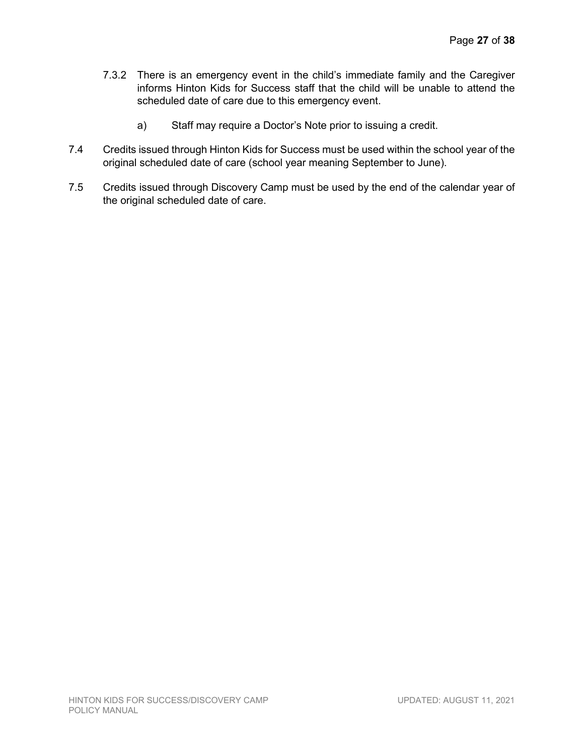7.3.2 There is an emergency event in the child's immediate family and the Caregiver informs Hinton Kids for Success staff that the child will be unable to attend the scheduled date of care due to this emergency event.

   a) Staff may require a Doctor's Note prior to issuing a credit.

7.4 Credits issued through Hinton Kids for Success must be used within the school year of the original scheduled date of care (school year meaning September to June).

7.5 Credits issued through Discovery Camp must be used by the end of the calendar year of the original scheduled date of care.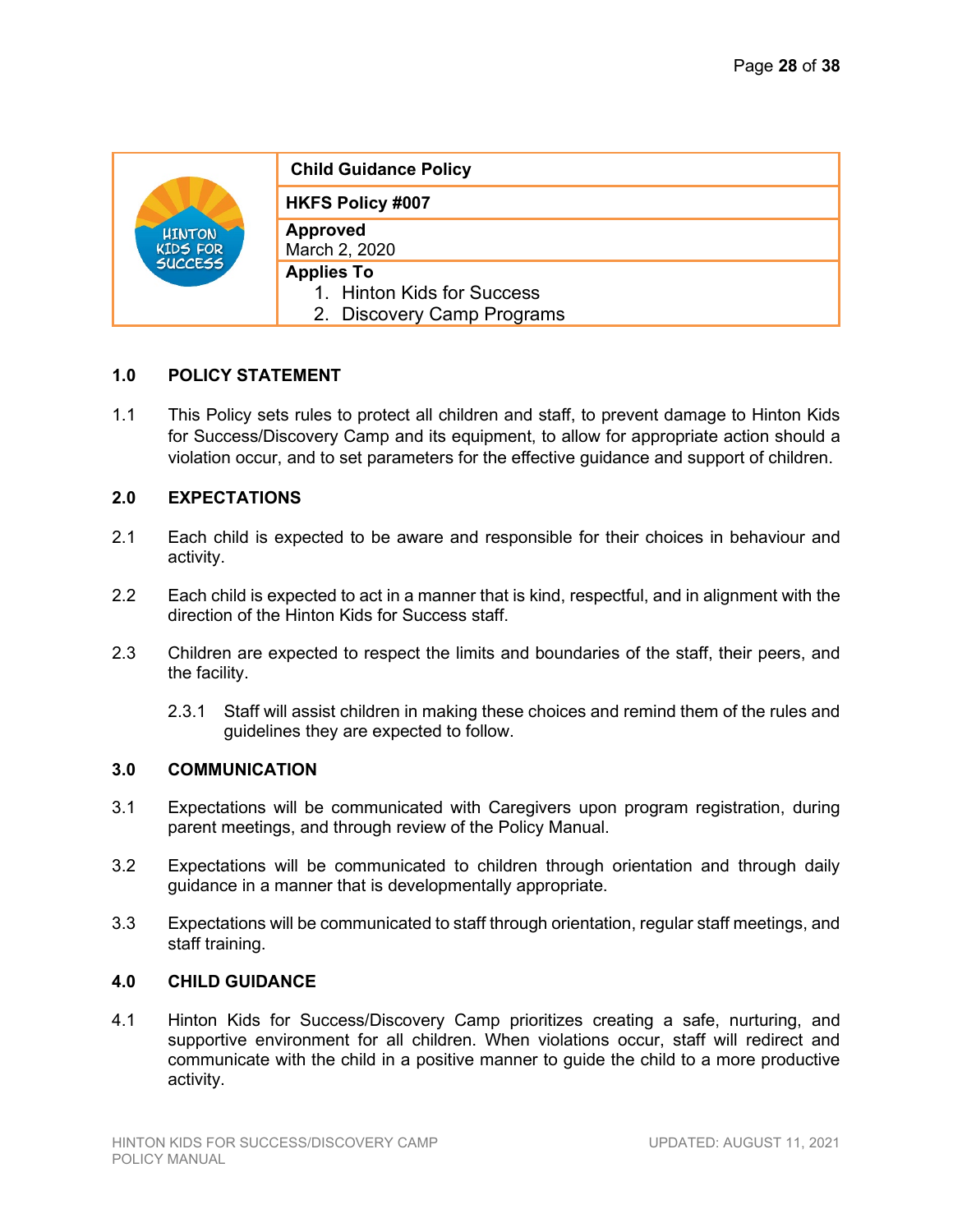| Child Guidance Policy |
| --- |
| HKFS Policy #007 |
| **Approved** March 2, 2020 |
| **Applies To** 1. Hinton Kids for Success 2. Discovery Camp Programs |

## 1.0 POLICY STATEMENT

1.1 This Policy sets rules to protect all children and staff, to prevent damage to Hinton Kids for Success/Discovery Camp and its equipment, to allow for appropriate action should a violation occur, and to set parameters for the effective guidance and support of children.

## 2.0 EXPECTATIONS

2.1 Each child is expected to be aware and responsible for their choices in behaviour and activity.

2.2 Each child is expected to act in a manner that is kind, respectful, and in alignment with the direction of the Hinton Kids for Success staff.

2.3 Children are expected to respect the limits and boundaries of the staff, their peers, and the facility.

2.3.1 Staff will assist children in making these choices and remind them of the rules and guidelines they are expected to follow.

## 3.0 COMMUNICATION

3.1 Expectations will be communicated with Caregivers upon program registration, during parent meetings, and through review of the Policy Manual.

3.2 Expectations will be communicated to children through orientation and through daily guidance in a manner that is developmentally appropriate.

3.3 Expectations will be communicated to staff through orientation, regular staff meetings, and staff training.

## 4.0 CHILD GUIDANCE

4.1 Hinton Kids for Success/Discovery Camp prioritizes creating a safe, nurturing, and supportive environment for all children. When violations occur, staff will redirect and communicate with the child in a positive manner to guide the child to a more productive activity.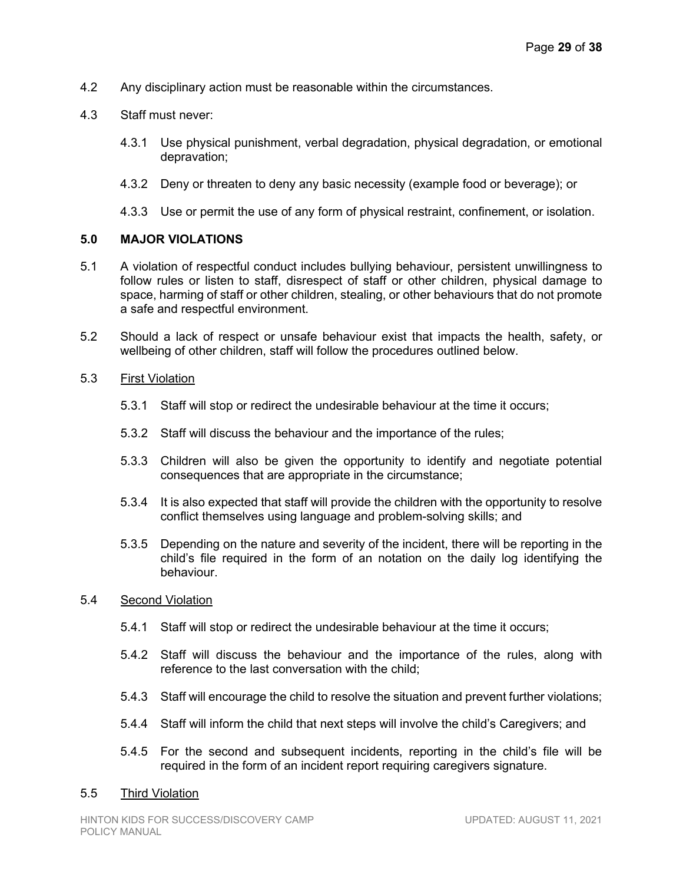4.2 Any disciplinary action must be reasonable within the circumstances.

4.3 Staff must never:

4.3.1 Use physical punishment, verbal degradation, physical degradation, or emotional depravation;

4.3.2 Deny or threaten to deny any basic necessity (example food or beverage); or

4.3.3 Use or permit the use of any form of physical restraint, confinement, or isolation.

## 5.0 MAJOR VIOLATIONS

5.1 A violation of respectful conduct includes bullying behaviour, persistent unwillingness to follow rules or listen to staff, disrespect of staff or other children, physical damage to space, harming of staff or other children, stealing, or other behaviours that do not promote a safe and respectful environment.

5.2 Should a lack of respect or unsafe behaviour exist that impacts the health, safety, or wellbeing of other children, staff will follow the procedures outlined below.

5.3 First Violation

5.3.1 Staff will stop or redirect the undesirable behaviour at the time it occurs;

5.3.2 Staff will discuss the behaviour and the importance of the rules;

5.3.3 Children will also be given the opportunity to identify and negotiate potential consequences that are appropriate in the circumstance;

5.3.4 It is also expected that staff will provide the children with the opportunity to resolve conflict themselves using language and problem-solving skills; and

5.3.5 Depending on the nature and severity of the incident, there will be reporting in the child's file required in the form of an notation on the daily log identifying the behaviour.

5.4 Second Violation

5.4.1 Staff will stop or redirect the undesirable behaviour at the time it occurs;

5.4.2 Staff will discuss the behaviour and the importance of the rules, along with reference to the last conversation with the child;

5.4.3 Staff will encourage the child to resolve the situation and prevent further violations;

5.4.4 Staff will inform the child that next steps will involve the child's Caregivers; and

5.4.5 For the second and subsequent incidents, reporting in the child's file will be required in the form of an incident report requiring caregivers signature.

5.5 Third Violation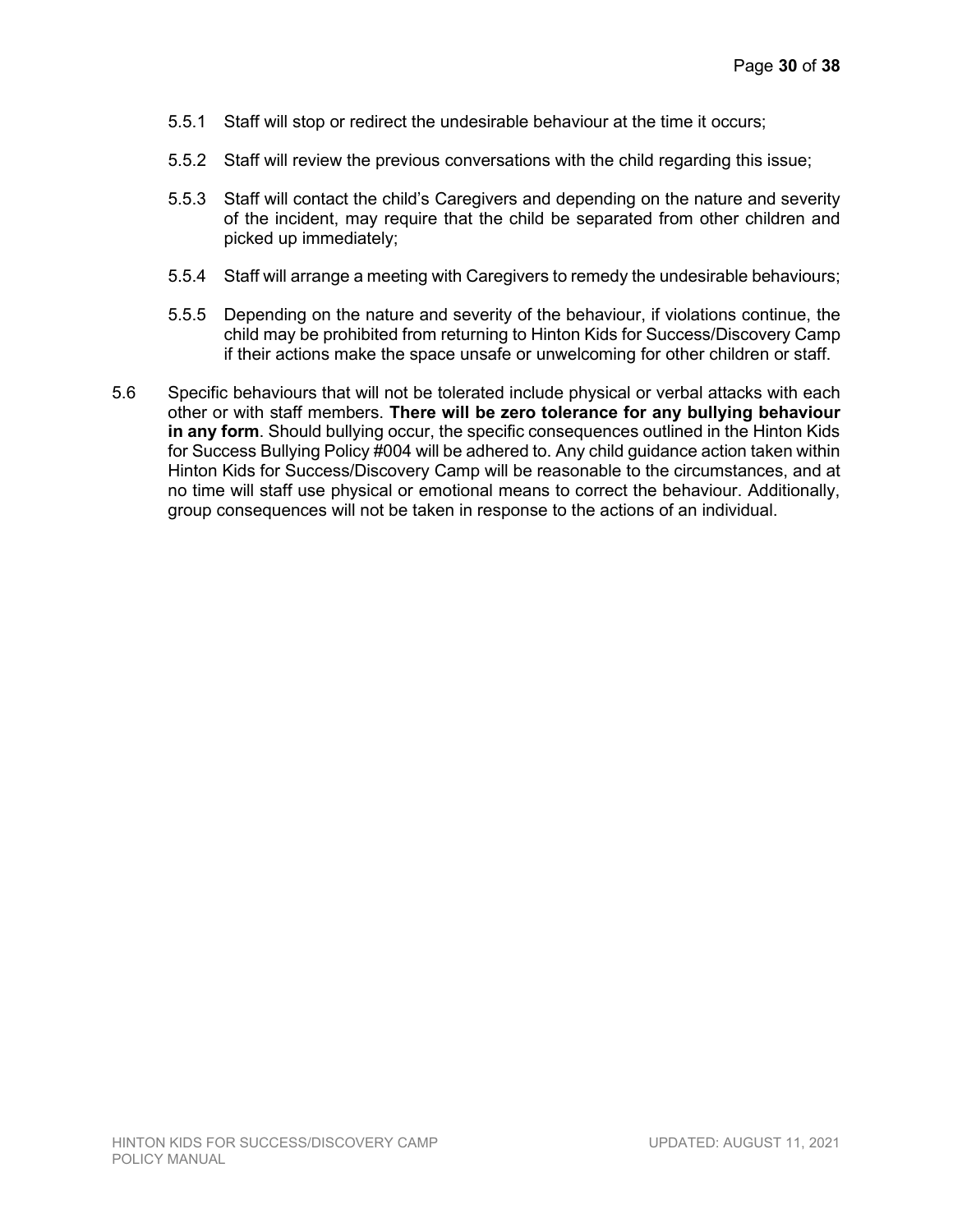5.5.1 Staff will stop or redirect the undesirable behaviour at the time it occurs;

5.5.2 Staff will review the previous conversations with the child regarding this issue;

5.5.3 Staff will contact the child's Caregivers and depending on the nature and severity of the incident, may require that the child be separated from other children and picked up immediately;

5.5.4 Staff will arrange a meeting with Caregivers to remedy the undesirable behaviours;

5.5.5 Depending on the nature and severity of the behaviour, if violations continue, the child may be prohibited from returning to Hinton Kids for Success/Discovery Camp if their actions make the space unsafe or unwelcoming for other children or staff.

5.6 Specific behaviours that will not be tolerated include physical or verbal attacks with each other or with staff members. **There will be zero tolerance for any bullying behaviour in any form**. Should bullying occur, the specific consequences outlined in the Hinton Kids for Success Bullying Policy #004 will be adhered to. Any child guidance action taken within Hinton Kids for Success/Discovery Camp will be reasonable to the circumstances, and at no time will staff use physical or emotional means to correct the behaviour. Additionally, group consequences will not be taken in response to the actions of an individual.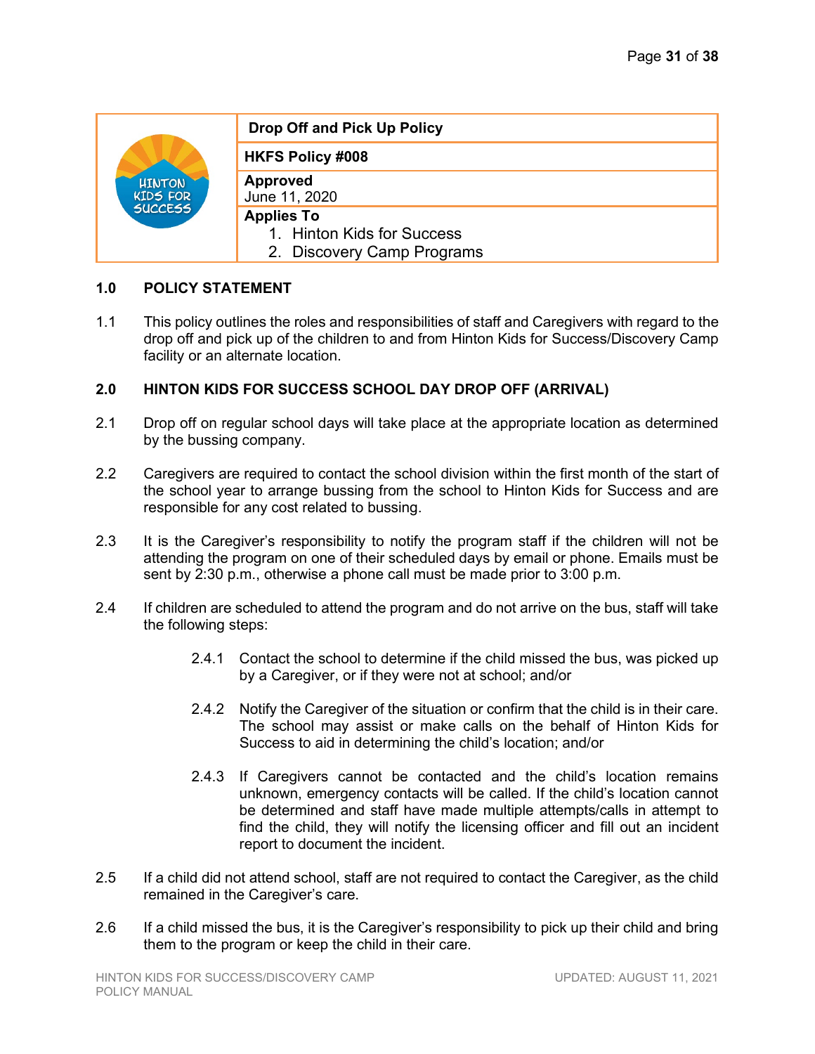| HINTON KIDS FOR SUCCESS | Drop Off and Pick Up Policy |
|---|---|
| | **HKFS Policy #008** |
| | **Approved**<br>June 11, 2020 |
| | **Applies To**<br>1. Hinton Kids for Success<br>2. Discovery Camp Programs |

## 1.0 POLICY STATEMENT

1.1 This policy outlines the roles and responsibilities of staff and Caregivers with regard to the drop off and pick up of the children to and from Hinton Kids for Success/Discovery Camp facility or an alternate location.

## 2.0 HINTON KIDS FOR SUCCESS SCHOOL DAY DROP OFF (ARRIVAL)

2.1 Drop off on regular school days will take place at the appropriate location as determined by the bussing company.

2.2 Caregivers are required to contact the school division within the first month of the start of the school year to arrange bussing from the school to Hinton Kids for Success and are responsible for any cost related to bussing.

2.3 It is the Caregiver's responsibility to notify the program staff if the children will not be attending the program on one of their scheduled days by email or phone. Emails must be sent by 2:30 p.m., otherwise a phone call must be made prior to 3:00 p.m.

2.4 If children are scheduled to attend the program and do not arrive on the bus, staff will take the following steps:

2.4.1 Contact the school to determine if the child missed the bus, was picked up by a Caregiver, or if they were not at school; and/or

2.4.2 Notify the Caregiver of the situation or confirm that the child is in their care. The school may assist or make calls on the behalf of Hinton Kids for Success to aid in determining the child's location; and/or

2.4.3 If Caregivers cannot be contacted and the child's location remains unknown, emergency contacts will be called. If the child's location cannot be determined and staff have made multiple attempts/calls in attempt to find the child, they will notify the licensing officer and fill out an incident report to document the incident.

2.5 If a child did not attend school, staff are not required to contact the Caregiver, as the child remained in the Caregiver's care.

2.6 If a child missed the bus, it is the Caregiver's responsibility to pick up their child and bring them to the program or keep the child in their care.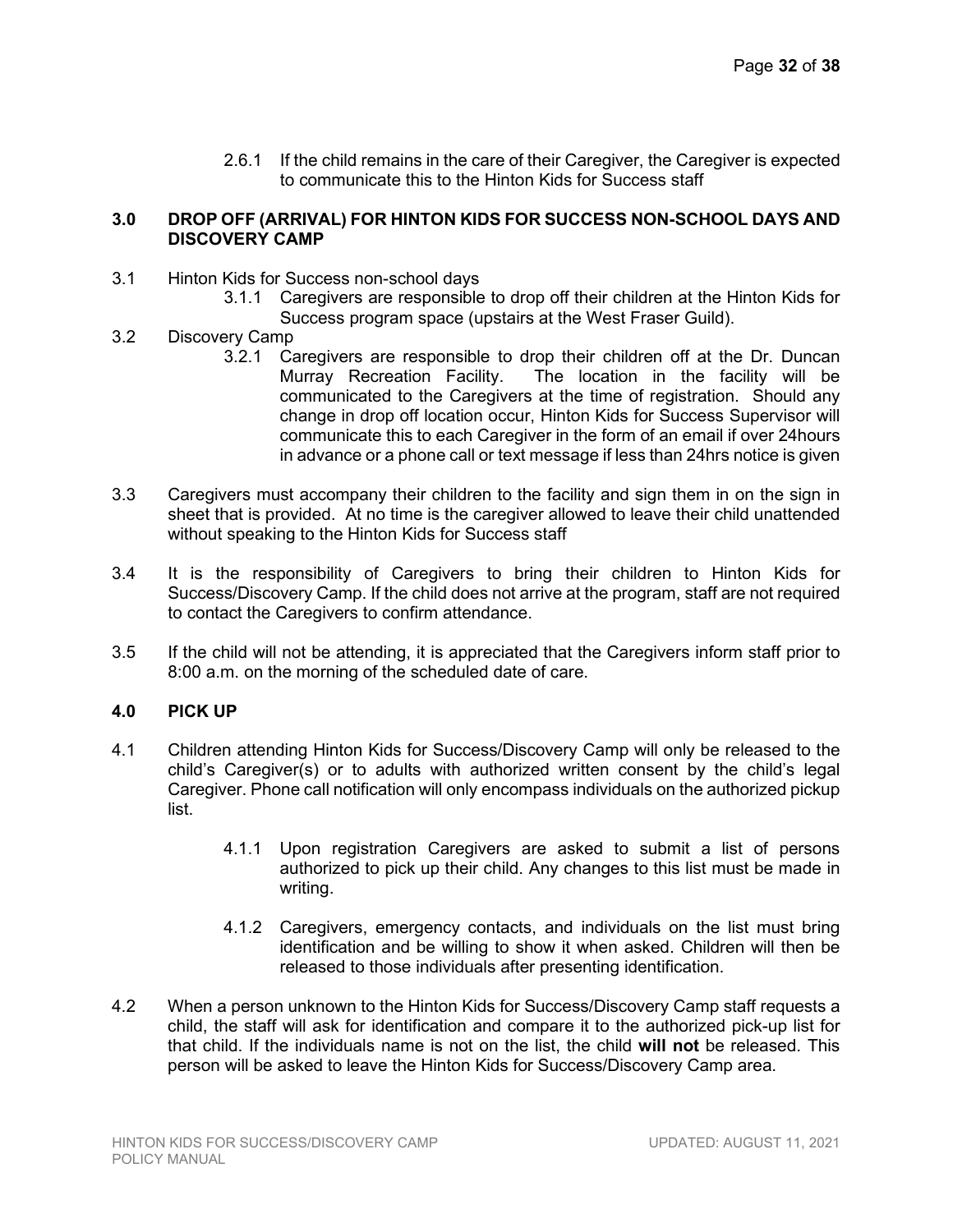2.6.1 If the child remains in the care of their Caregiver, the Caregiver is expected to communicate this to the Hinton Kids for Success staff

## 3.0 DROP OFF (ARRIVAL) FOR HINTON KIDS FOR SUCCESS NON-SCHOOL DAYS AND DISCOVERY CAMP

3.1 Hinton Kids for Success non-school days

3.1.1 Caregivers are responsible to drop off their children at the Hinton Kids for Success program space (upstairs at the West Fraser Guild).

3.2 Discovery Camp

3.2.1 Caregivers are responsible to drop their children off at the Dr. Duncan Murray Recreation Facility. The location in the facility will be communicated to the Caregivers at the time of registration. Should any change in drop off location occur, Hinton Kids for Success Supervisor will communicate this to each Caregiver in the form of an email if over 24hours in advance or a phone call or text message if less than 24hrs notice is given

3.3 Caregivers must accompany their children to the facility and sign them in on the sign in sheet that is provided. At no time is the caregiver allowed to leave their child unattended without speaking to the Hinton Kids for Success staff

3.4 It is the responsibility of Caregivers to bring their children to Hinton Kids for Success/Discovery Camp. If the child does not arrive at the program, staff are not required to contact the Caregivers to confirm attendance.

3.5 If the child will not be attending, it is appreciated that the Caregivers inform staff prior to 8:00 a.m. on the morning of the scheduled date of care.

## 4.0 PICK UP

4.1 Children attending Hinton Kids for Success/Discovery Camp will only be released to the child's Caregiver(s) or to adults with authorized written consent by the child's legal Caregiver. Phone call notification will only encompass individuals on the authorized pickup list.

4.1.1 Upon registration Caregivers are asked to submit a list of persons authorized to pick up their child. Any changes to this list must be made in writing.

4.1.2 Caregivers, emergency contacts, and individuals on the list must bring identification and be willing to show it when asked. Children will then be released to those individuals after presenting identification.

4.2 When a person unknown to the Hinton Kids for Success/Discovery Camp staff requests a child, the staff will ask for identification and compare it to the authorized pick-up list for that child. If the individuals name is not on the list, the child **will not** be released. This person will be asked to leave the Hinton Kids for Success/Discovery Camp area.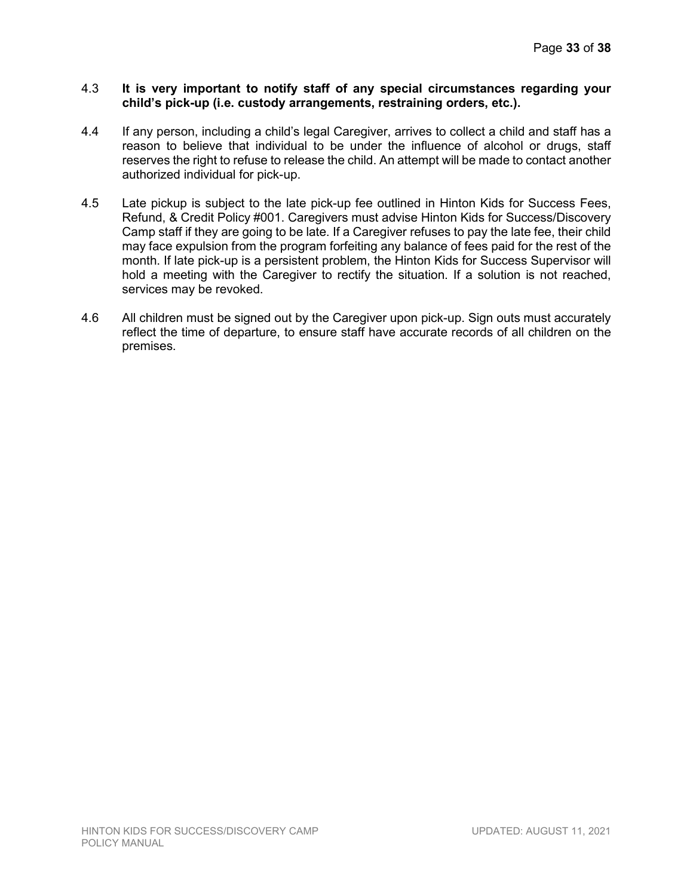4.3 **It is very important to notify staff of any special circumstances regarding your child's pick-up (i.e. custody arrangements, restraining orders, etc.).**

4.4 If any person, including a child's legal Caregiver, arrives to collect a child and staff has a reason to believe that individual to be under the influence of alcohol or drugs, staff reserves the right to refuse to release the child. An attempt will be made to contact another authorized individual for pick-up.

4.5 Late pickup is subject to the late pick-up fee outlined in Hinton Kids for Success Fees, Refund, & Credit Policy #001. Caregivers must advise Hinton Kids for Success/Discovery Camp staff if they are going to be late. If a Caregiver refuses to pay the late fee, their child may face expulsion from the program forfeiting any balance of fees paid for the rest of the month. If late pick-up is a persistent problem, the Hinton Kids for Success Supervisor will hold a meeting with the Caregiver to rectify the situation. If a solution is not reached, services may be revoked.

4.6 All children must be signed out by the Caregiver upon pick-up. Sign outs must accurately reflect the time of departure, to ensure staff have accurate records of all children on the premises.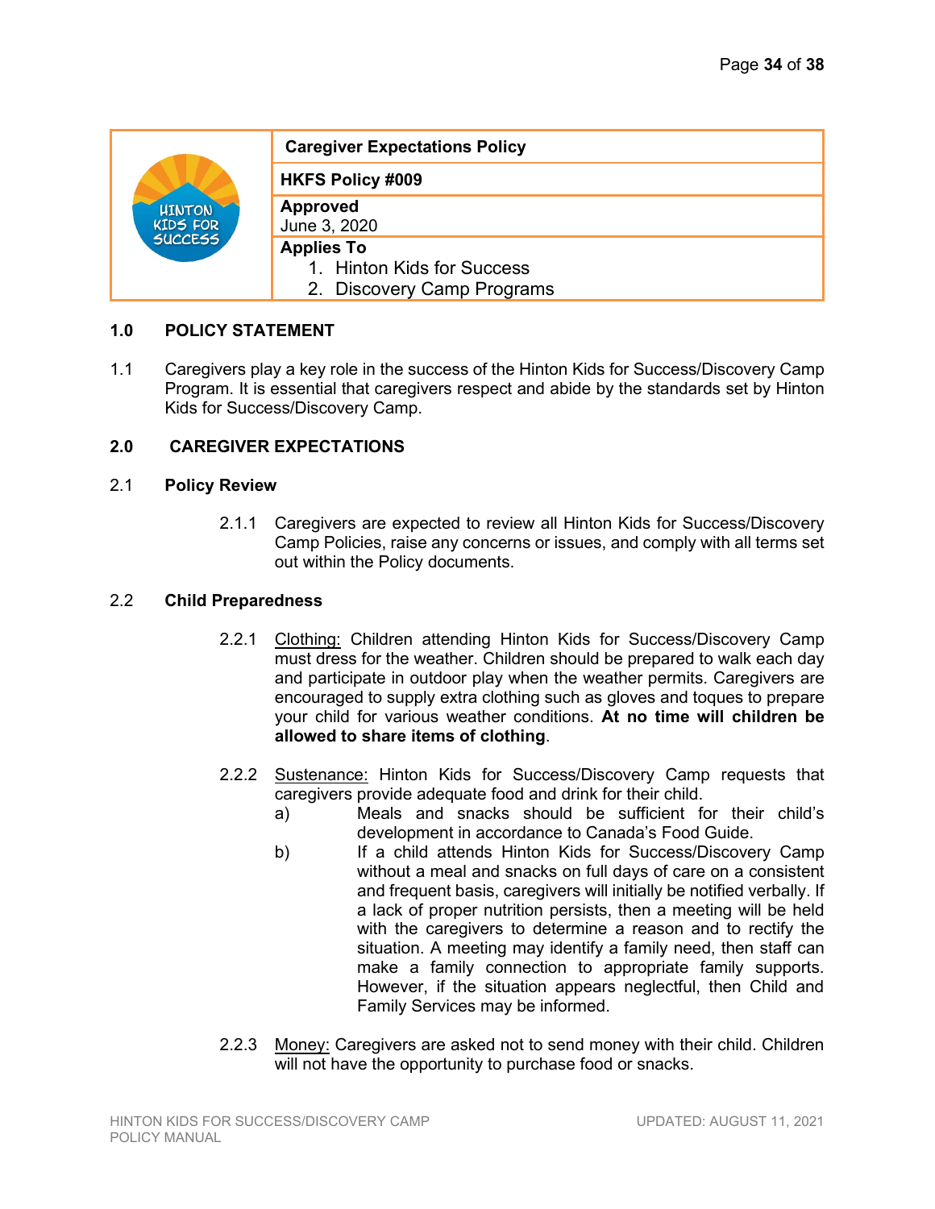| | Caregiver Expectations Policy |
|---|---|
| | **HKFS Policy #009** |
| | **Approved** June 3, 2020 |
| | **Applies To** 1. Hinton Kids for Success 2. Discovery Camp Programs |

## 1.0 POLICY STATEMENT

1.1 Caregivers play a key role in the success of the Hinton Kids for Success/Discovery Camp Program. It is essential that caregivers respect and abide by the standards set by Hinton Kids for Success/Discovery Camp.

## 2.0 CAREGIVER EXPECTATIONS

### 2.1 Policy Review

2.1.1 Caregivers are expected to review all Hinton Kids for Success/Discovery Camp Policies, raise any concerns or issues, and comply with all terms set out within the Policy documents.

### 2.2 Child Preparedness

2.2.1 Clothing: Children attending Hinton Kids for Success/Discovery Camp must dress for the weather. Children should be prepared to walk each day and participate in outdoor play when the weather permits. Caregivers are encouraged to supply extra clothing such as gloves and toques to prepare your child for various weather conditions. **At no time will children be allowed to share items of clothing**.

2.2.2 Sustenance: Hinton Kids for Success/Discovery Camp requests that caregivers provide adequate food and drink for their child.

a) Meals and snacks should be sufficient for their child's development in accordance to Canada's Food Guide.

b) If a child attends Hinton Kids for Success/Discovery Camp without a meal and snacks on full days of care on a consistent and frequent basis, caregivers will initially be notified verbally. If a lack of proper nutrition persists, then a meeting will be held with the caregivers to determine a reason and to rectify the situation. A meeting may identify a family need, then staff can make a family connection to appropriate family supports. However, if the situation appears neglectful, then Child and Family Services may be informed.

2.2.3 Money: Caregivers are asked not to send money with their child. Children will not have the opportunity to purchase food or snacks.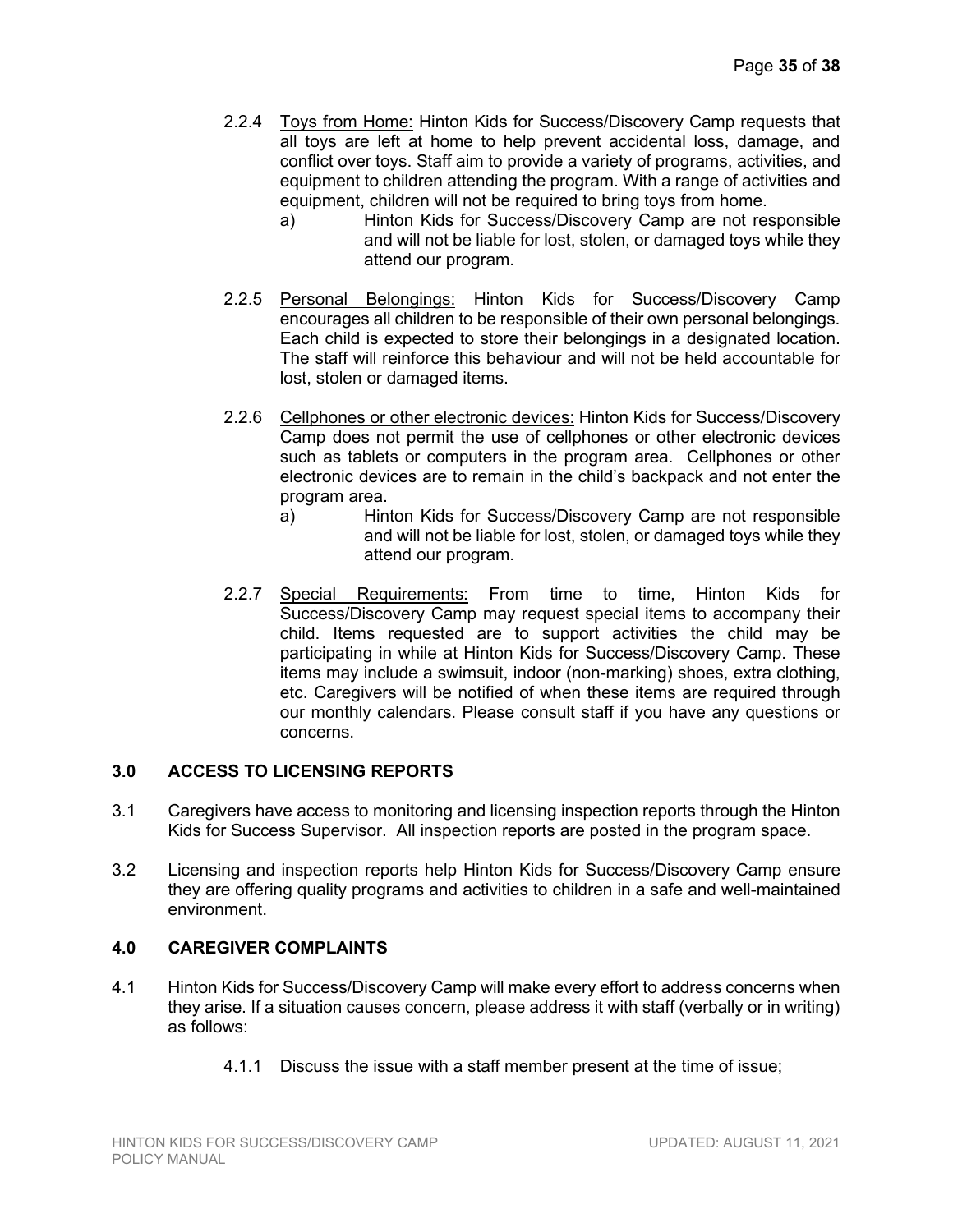2.2.4 Toys from Home: Hinton Kids for Success/Discovery Camp requests that all toys are left at home to help prevent accidental loss, damage, and conflict over toys. Staff aim to provide a variety of programs, activities, and equipment to children attending the program. With a range of activities and equipment, children will not be required to bring toys from home.

a) Hinton Kids for Success/Discovery Camp are not responsible and will not be liable for lost, stolen, or damaged toys while they attend our program.

2.2.5 Personal Belongings: Hinton Kids for Success/Discovery Camp encourages all children to be responsible of their own personal belongings. Each child is expected to store their belongings in a designated location. The staff will reinforce this behaviour and will not be held accountable for lost, stolen or damaged items.

2.2.6 Cellphones or other electronic devices: Hinton Kids for Success/Discovery Camp does not permit the use of cellphones or other electronic devices such as tablets or computers in the program area. Cellphones or other electronic devices are to remain in the child's backpack and not enter the program area.

a) Hinton Kids for Success/Discovery Camp are not responsible and will not be liable for lost, stolen, or damaged toys while they attend our program.

2.2.7 Special Requirements: From time to time, Hinton Kids for Success/Discovery Camp may request special items to accompany their child. Items requested are to support activities the child may be participating in while at Hinton Kids for Success/Discovery Camp. These items may include a swimsuit, indoor (non-marking) shoes, extra clothing, etc. Caregivers will be notified of when these items are required through our monthly calendars. Please consult staff if you have any questions or concerns.

## 3.0 ACCESS TO LICENSING REPORTS

3.1 Caregivers have access to monitoring and licensing inspection reports through the Hinton Kids for Success Supervisor. All inspection reports are posted in the program space.

3.2 Licensing and inspection reports help Hinton Kids for Success/Discovery Camp ensure they are offering quality programs and activities to children in a safe and well-maintained environment.

## 4.0 CAREGIVER COMPLAINTS

4.1 Hinton Kids for Success/Discovery Camp will make every effort to address concerns when they arise. If a situation causes concern, please address it with staff (verbally or in writing) as follows:

4.1.1 Discuss the issue with a staff member present at the time of issue;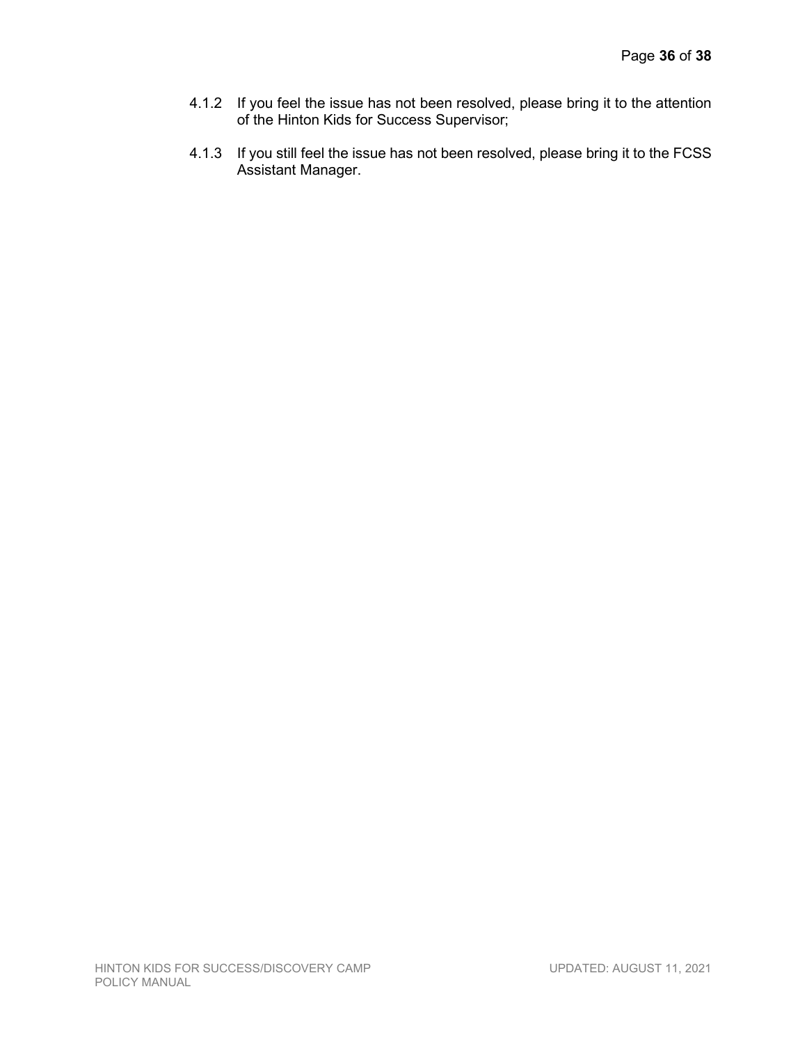4.1.2 If you feel the issue has not been resolved, please bring it to the attention of the Hinton Kids for Success Supervisor;

4.1.3 If you still feel the issue has not been resolved, please bring it to the FCSS Assistant Manager.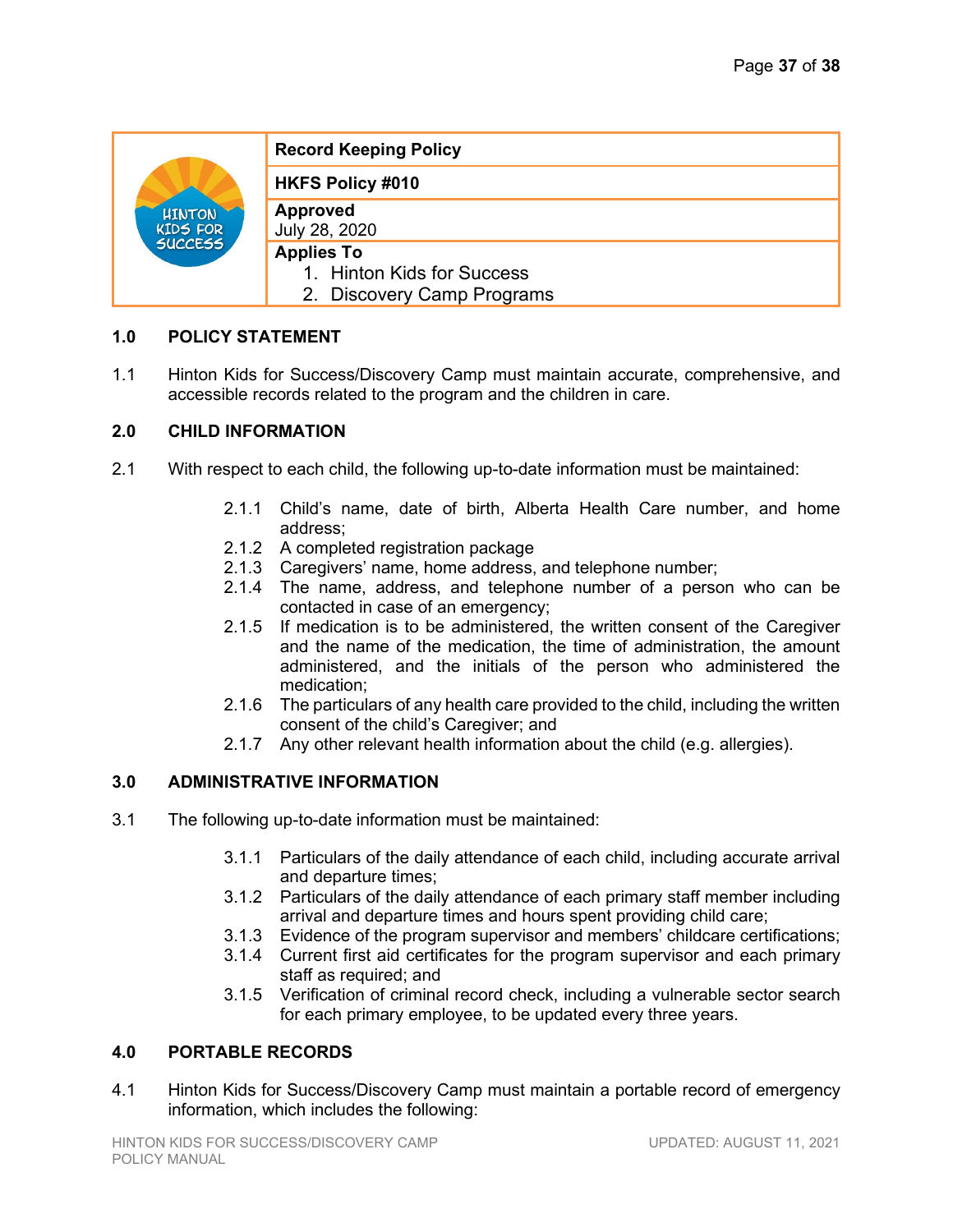| | Record Keeping Policy |
|---|---|
| | **HKFS Policy #010** |
| | **Approved**<br>July 28, 2020 |
| | **Applies To**<br>1. Hinton Kids for Success<br>2. Discovery Camp Programs |

## 1.0 POLICY STATEMENT

1.1 Hinton Kids for Success/Discovery Camp must maintain accurate, comprehensive, and accessible records related to the program and the children in care.

## 2.0 CHILD INFORMATION

2.1 With respect to each child, the following up-to-date information must be maintained:

- 2.1.1 Child's name, date of birth, Alberta Health Care number, and home address;
- 2.1.2 A completed registration package
- 2.1.3 Caregivers' name, home address, and telephone number;
- 2.1.4 The name, address, and telephone number of a person who can be contacted in case of an emergency;
- 2.1.5 If medication is to be administered, the written consent of the Caregiver and the name of the medication, the time of administration, the amount administered, and the initials of the person who administered the medication;
- 2.1.6 The particulars of any health care provided to the child, including the written consent of the child's Caregiver; and
- 2.1.7 Any other relevant health information about the child (e.g. allergies).

## 3.0 ADMINISTRATIVE INFORMATION

3.1 The following up-to-date information must be maintained:

- 3.1.1 Particulars of the daily attendance of each child, including accurate arrival and departure times;
- 3.1.2 Particulars of the daily attendance of each primary staff member including arrival and departure times and hours spent providing child care;
- 3.1.3 Evidence of the program supervisor and members' childcare certifications;
- 3.1.4 Current first aid certificates for the program supervisor and each primary staff as required; and
- 3.1.5 Verification of criminal record check, including a vulnerable sector search for each primary employee, to be updated every three years.

## 4.0 PORTABLE RECORDS

4.1 Hinton Kids for Success/Discovery Camp must maintain a portable record of emergency information, which includes the following: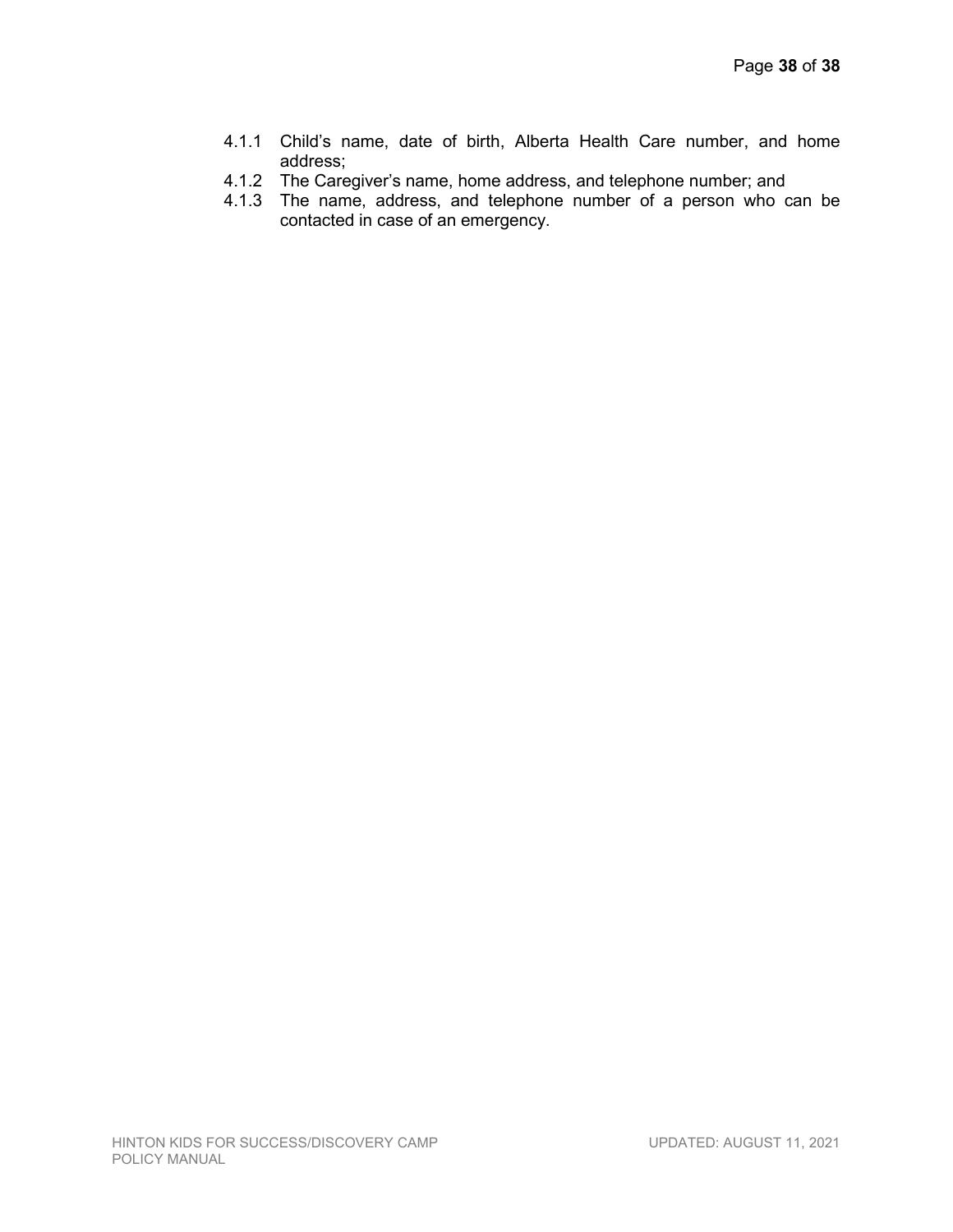4.1.1 Child's name, date of birth, Alberta Health Care number, and home address;

4.1.2 The Caregiver's name, home address, and telephone number; and

4.1.3 The name, address, and telephone number of a person who can be contacted in case of an emergency.